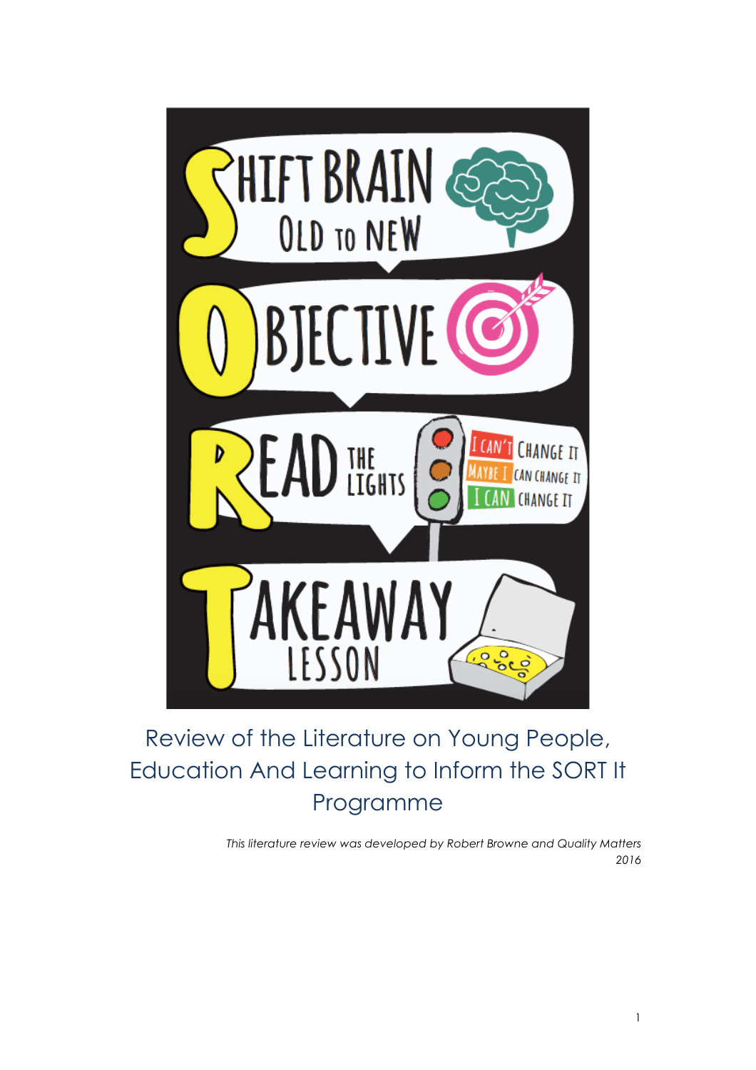**S**hift Brain Old to New

**O**bjective

**R**ead the Lights
- I can't change it
- Maybe I can change it
- I can change it

**T**akeaway Lesson

# Review of the Literature on Young People, Education And Learning to Inform the SORT It Programme

*This literature review was developed by Robert Browne and Quality Matters 2016*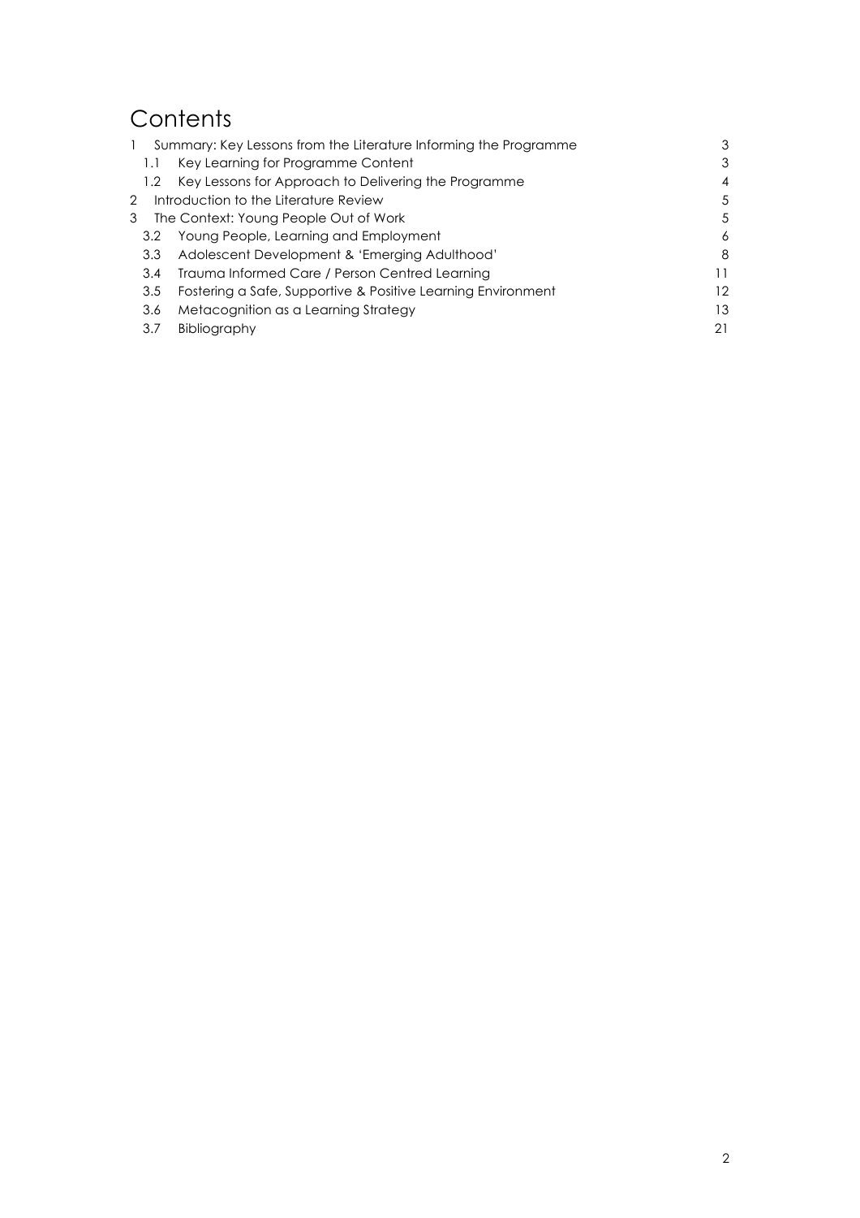# Contents

| | | |
|---|---|---|
| 1 | Summary: Key Lessons from the Literature Informing the Programme | 3 |
| 1.1 | Key Learning for Programme Content | 3 |
| 1.2 | Key Lessons for Approach to Delivering the Programme | 4 |
| 2 | Introduction to the Literature Review | 5 |
| 3 | The Context: Young People Out of Work | 5 |
| 3.2 | Young People, Learning and Employment | 6 |
| 3.3 | Adolescent Development & 'Emerging Adulthood' | 8 |
| 3.4 | Trauma Informed Care / Person Centred Learning | 11 |
| 3.5 | Fostering a Safe, Supportive & Positive Learning Environment | 12 |
| 3.6 | Metacognition as a Learning Strategy | 13 |
| 3.7 | Bibliography | 21 |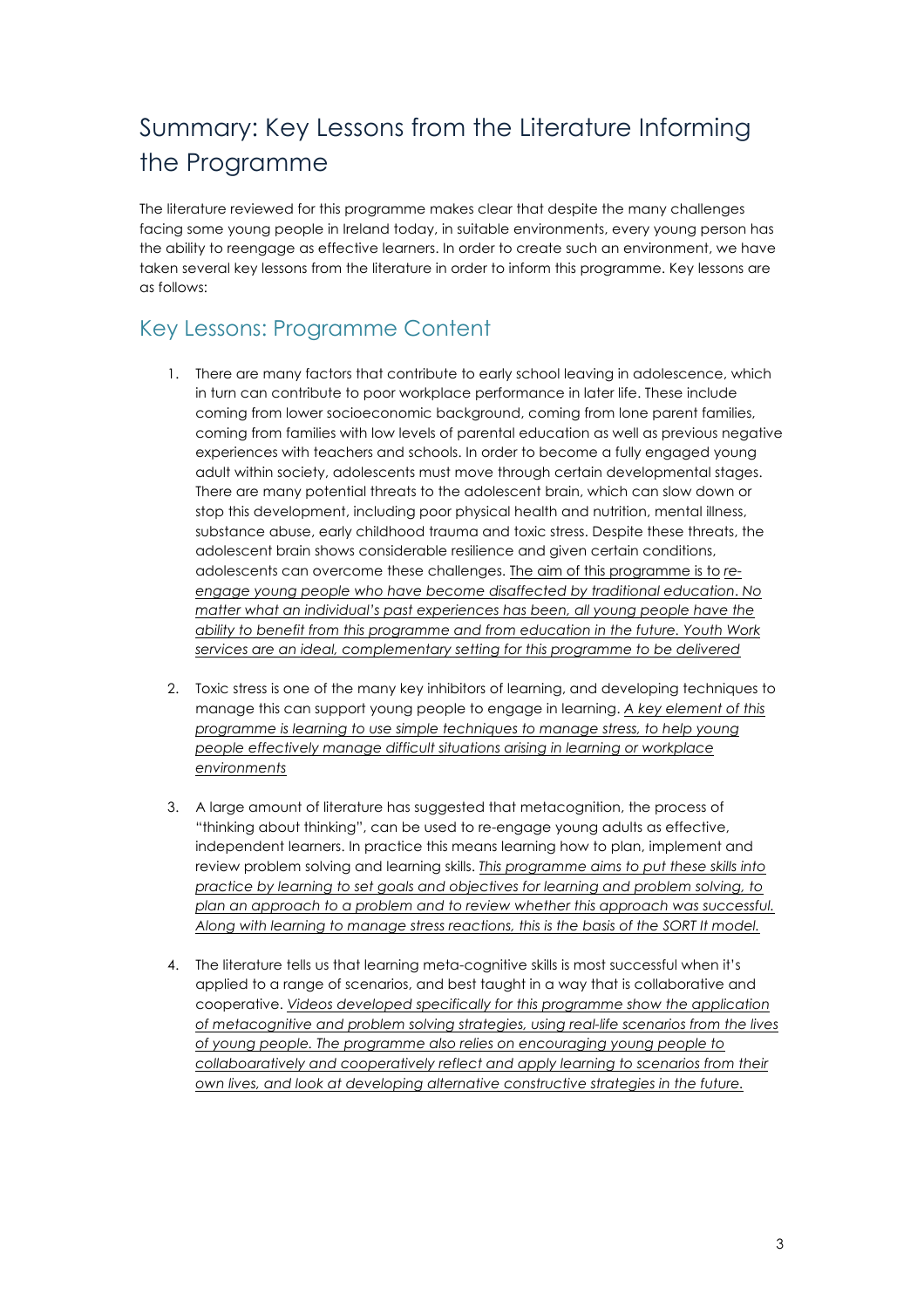# Summary: Key Lessons from the Literature Informing the Programme

The literature reviewed for this programme makes clear that despite the many challenges facing some young people in Ireland today, in suitable environments, every young person has the ability to reengage as effective learners. In order to create such an environment, we have taken several key lessons from the literature in order to inform this programme. Key lessons are as follows:

## Key Lessons: Programme Content

1. There are many factors that contribute to early school leaving in adolescence, which in turn can contribute to poor workplace performance in later life. These include coming from lower socioeconomic background, coming from lone parent families, coming from families with low levels of parental education as well as previous negative experiences with teachers and schools. In order to become a fully engaged young adult within society, adolescents must move through certain developmental stages. There are many potential threats to the adolescent brain, which can slow down or stop this development, including poor physical health and nutrition, mental illness, substance abuse, early childhood trauma and toxic stress. Despite these threats, the adolescent brain shows considerable resilience and given certain conditions, adolescents can overcome these challenges. <u>The aim of this programme is to *re-engage young people who have become disaffected by traditional education. No matter what an individual's past experiences has been, all young people have the ability to benefit from this programme and from education in the future. Youth Work services are an ideal, complementary setting for this programme to be delivered*</u>

2. Toxic stress is one of the many key inhibitors of learning, and developing techniques to manage this can support young people to engage in learning. <u>*A key element of this programme is learning to use simple techniques to manage stress, to help young people effectively manage difficult situations arising in learning or workplace environments*</u>

3. A large amount of literature has suggested that metacognition, the process of "thinking about thinking", can be used to re-engage young adults as effective, independent learners. In practice this means learning how to plan, implement and review problem solving and learning skills. <u>*This programme aims to put these skills into practice by learning to set goals and objectives for learning and problem solving, to plan an approach to a problem and to review whether this approach was successful. Along with learning to manage stress reactions, this is the basis of the SORT It model.*</u>

4. The literature tells us that learning meta-cognitive skills is most successful when it's applied to a range of scenarios, and best taught in a way that is collaborative and cooperative. <u>*Videos developed specifically for this programme show the application of metacognitive and problem solving strategies, using real-life scenarios from the lives of young people. The programme also relies on encouraging young people to collaboaratively and cooperatively reflect and apply learning to scenarios from their own lives, and look at developing alternative constructive strategies in the future.*</u>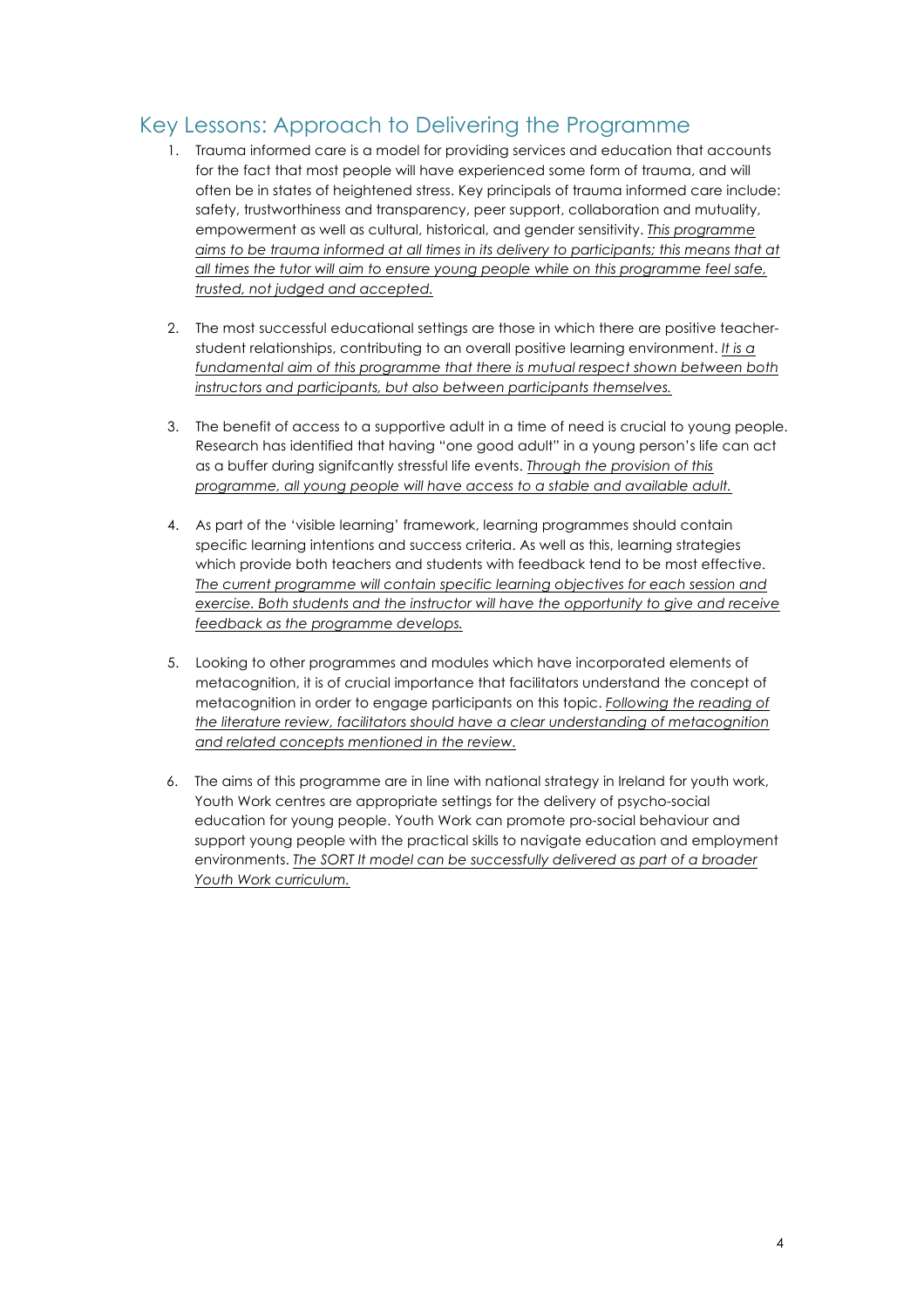## Key Lessons: Approach to Delivering the Programme

1. Trauma informed care is a model for providing services and education that accounts for the fact that most people will have experienced some form of trauma, and will often be in states of heightened stress. Key principals of trauma informed care include: safety, trustworthiness and transparency, peer support, collaboration and mutuality, empowerment as well as cultural, historical, and gender sensitivity. *This programme aims to be trauma informed at all times in its delivery to participants; this means that at all times the tutor will aim to ensure young people while on this programme feel safe, trusted, not judged and accepted.*

2. The most successful educational settings are those in which there are positive teacher-student relationships, contributing to an overall positive learning environment. *It is a fundamental aim of this programme that there is mutual respect shown between both instructors and participants, but also between participants themselves.*

3. The benefit of access to a supportive adult in a time of need is crucial to young people. Research has identified that having "one good adult" in a young person's life can act as a buffer during signifcantly stressful life events. *Through the provision of this programme, all young people will have access to a stable and available adult.*

4. As part of the 'visible learning' framework, learning programmes should contain specific learning intentions and success criteria. As well as this, learning strategies which provide both teachers and students with feedback tend to be most effective. *The current programme will contain specific learning objectives for each session and exercise. Both students and the instructor will have the opportunity to give and receive feedback as the programme develops.*

5. Looking to other programmes and modules which have incorporated elements of metacognition, it is of crucial importance that facilitators understand the concept of metacognition in order to engage participants on this topic. *Following the reading of the literature review, facilitators should have a clear understanding of metacognition and related concepts mentioned in the review.*

6. The aims of this programme are in line with national strategy in Ireland for youth work, Youth Work centres are appropriate settings for the delivery of psycho-social education for young people. Youth Work can promote pro-social behaviour and support young people with the practical skills to navigate education and employment environments. *The SORT It model can be successfully delivered as part of a broader Youth Work curriculum.*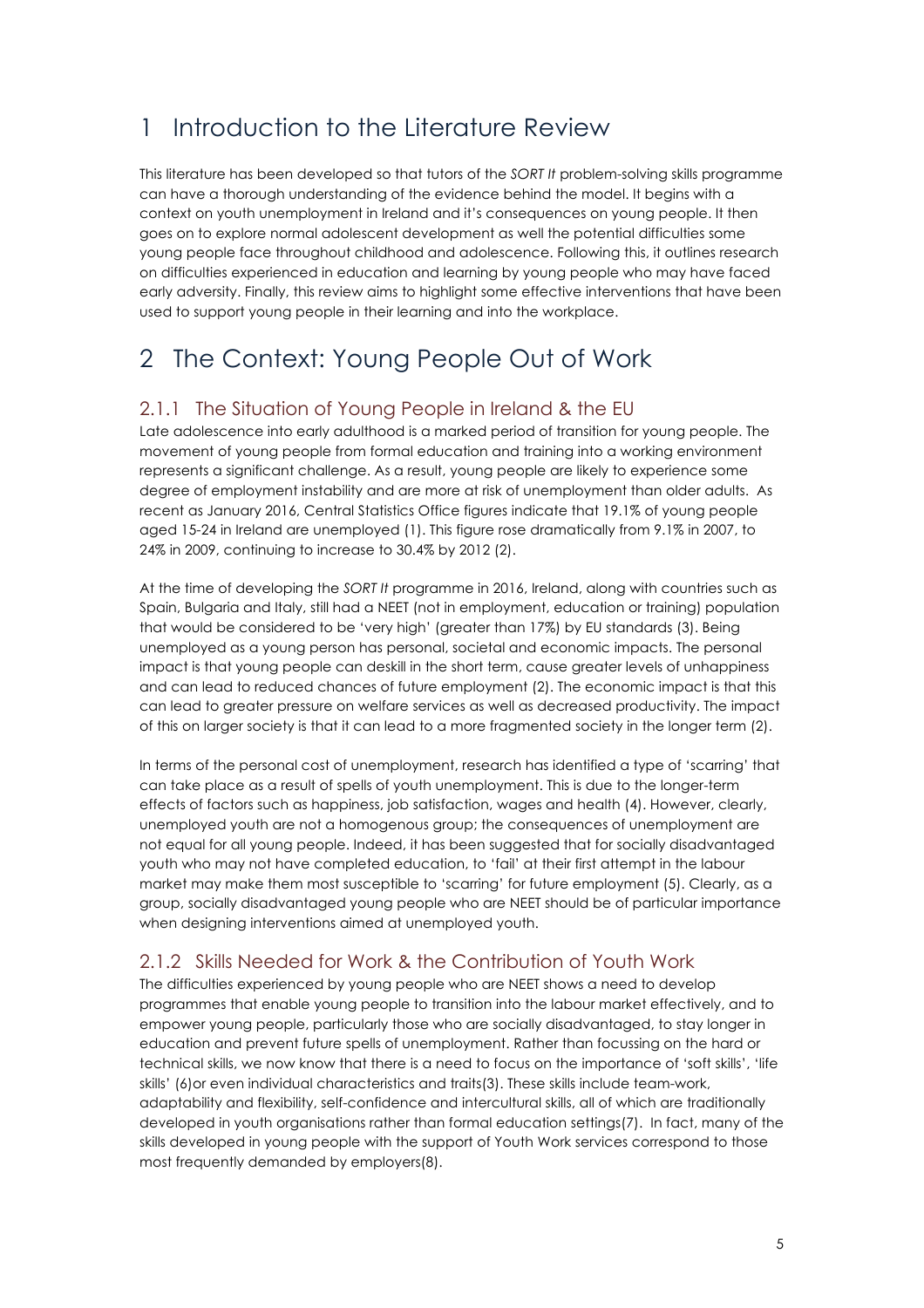# 1 Introduction to the Literature Review

This literature has been developed so that tutors of the *SORT It* problem-solving skills programme can have a thorough understanding of the evidence behind the model. It begins with a context on youth unemployment in Ireland and it's consequences on young people. It then goes on to explore normal adolescent development as well the potential difficulties some young people face throughout childhood and adolescence. Following this, it outlines research on difficulties experienced in education and learning by young people who may have faced early adversity. Finally, this review aims to highlight some effective interventions that have been used to support young people in their learning and into the workplace.

# 2 The Context: Young People Out of Work

### 2.1.1 The Situation of Young People in Ireland & the EU

Late adolescence into early adulthood is a marked period of transition for young people. The movement of young people from formal education and training into a working environment represents a significant challenge. As a result, young people are likely to experience some degree of employment instability and are more at risk of unemployment than older adults. As recent as January 2016, Central Statistics Office figures indicate that 19.1% of young people aged 15-24 in Ireland are unemployed (1). This figure rose dramatically from 9.1% in 2007, to 24% in 2009, continuing to increase to 30.4% by 2012 (2).

At the time of developing the *SORT It* programme in 2016, Ireland, along with countries such as Spain, Bulgaria and Italy, still had a NEET (not in employment, education or training) population that would be considered to be 'very high' (greater than 17%) by EU standards (3). Being unemployed as a young person has personal, societal and economic impacts. The personal impact is that young people can deskill in the short term, cause greater levels of unhappiness and can lead to reduced chances of future employment (2). The economic impact is that this can lead to greater pressure on welfare services as well as decreased productivity. The impact of this on larger society is that it can lead to a more fragmented society in the longer term (2).

In terms of the personal cost of unemployment, research has identified a type of 'scarring' that can take place as a result of spells of youth unemployment. This is due to the longer-term effects of factors such as happiness, job satisfaction, wages and health (4). However, clearly, unemployed youth are not a homogenous group; the consequences of unemployment are not equal for all young people. Indeed, it has been suggested that for socially disadvantaged youth who may not have completed education, to 'fail' at their first attempt in the labour market may make them most susceptible to 'scarring' for future employment (5). Clearly, as a group, socially disadvantaged young people who are NEET should be of particular importance when designing interventions aimed at unemployed youth.

### 2.1.2 Skills Needed for Work & the Contribution of Youth Work

The difficulties experienced by young people who are NEET shows a need to develop programmes that enable young people to transition into the labour market effectively, and to empower young people, particularly those who are socially disadvantaged, to stay longer in education and prevent future spells of unemployment. Rather than focussing on the hard or technical skills, we now know that there is a need to focus on the importance of 'soft skills', 'life skills' (6)or even individual characteristics and traits(3). These skills include team-work, adaptability and flexibility, self-confidence and intercultural skills, all of which are traditionally developed in youth organisations rather than formal education settings(7). In fact, many of the skills developed in young people with the support of Youth Work services correspond to those most frequently demanded by employers(8).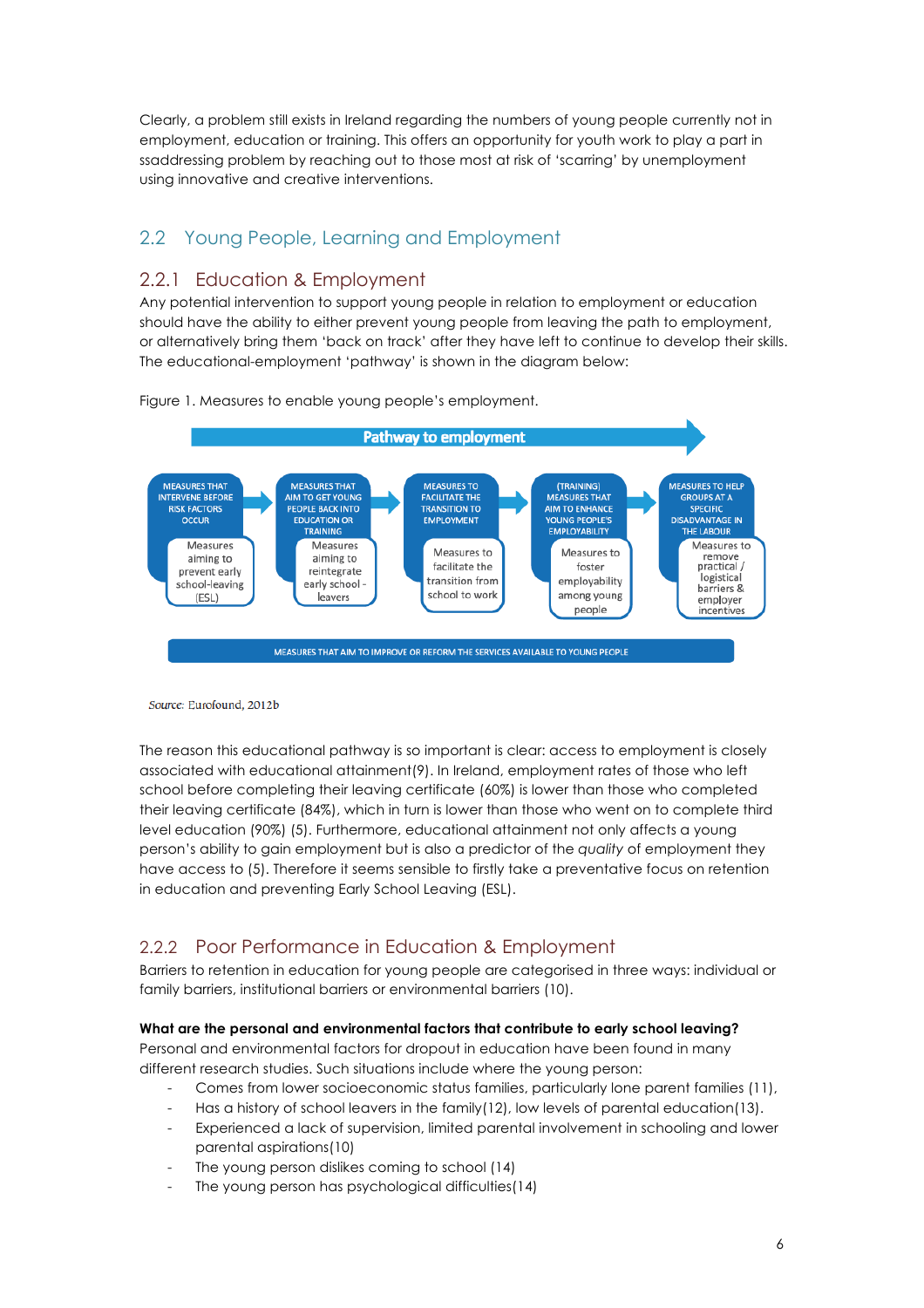Clearly, a problem still exists in Ireland regarding the numbers of young people currently not in employment, education or training. This offers an opportunity for youth work to play a part in ssaddressing problem by reaching out to those most at risk of 'scarring' by unemployment using innovative and creative interventions.

## 2.2 Young People, Learning and Employment

### 2.2.1 Education & Employment

Any potential intervention to support young people in relation to employment or education should have the ability to either prevent young people from leaving the path to employment, or alternatively bring them 'back on track' after they have left to continue to develop their skills. The educational-employment 'pathway' is shown in the diagram below:

Figure 1. Measures to enable young people's employment.

**Pathway to employment**

| MEASURES THAT INTERVENE BEFORE RISK FACTORS OCCUR | MEASURES THAT AIM TO GET YOUNG PEOPLE BACK INTO EDUCATION OR TRAINING | MEASURES TO FACILITATE THE TRANSITION TO EMPLOYMENT | (TRAINING) MEASURES THAT AIM TO ENHANCE YOUNG PEOPLE'S EMPLOYABILITY | MEASURES TO HELP GROUPS AT A SPECIFIC DISADVANTAGE IN THE LABOUR |
|---|---|---|---|---|
| Measures aiming to prevent early school-leaving (ESL) | Measures aiming to reintegrate early school - leavers | Measures to facilitate the transition from school to work | Measures to foster employability among young people | Measures to remove practical / logistical barriers & employer incentives |

MEASURES THAT AIM TO IMPROVE OR REFORM THE SERVICES AVAILABLE TO YOUNG PEOPLE

*Source*: Eurofound, 2012b

The reason this educational pathway is so important is clear: access to employment is closely associated with educational attainment(9). In Ireland, employment rates of those who left school before completing their leaving certificate (60%) is lower than those who completed their leaving certificate (84%), which in turn is lower than those who went on to complete third level education (90%) (5). Furthermore, educational attainment not only affects a young person's ability to gain employment but is also a predictor of the *quality* of employment they have access to (5). Therefore it seems sensible to firstly take a preventative focus on retention in education and preventing Early School Leaving (ESL).

### 2.2.2 Poor Performance in Education & Employment

Barriers to retention in education for young people are categorised in three ways: individual or family barriers, institutional barriers or environmental barriers (10).

**What are the personal and environmental factors that contribute to early school leaving?**

Personal and environmental factors for dropout in education have been found in many different research studies. Such situations include where the young person:

- Comes from lower socioeconomic status families, particularly lone parent families (11),
- Has a history of school leavers in the family(12), low levels of parental education(13).
- Experienced a lack of supervision, limited parental involvement in schooling and lower parental aspirations(10)
- The young person dislikes coming to school (14)
- The young person has psychological difficulties(14)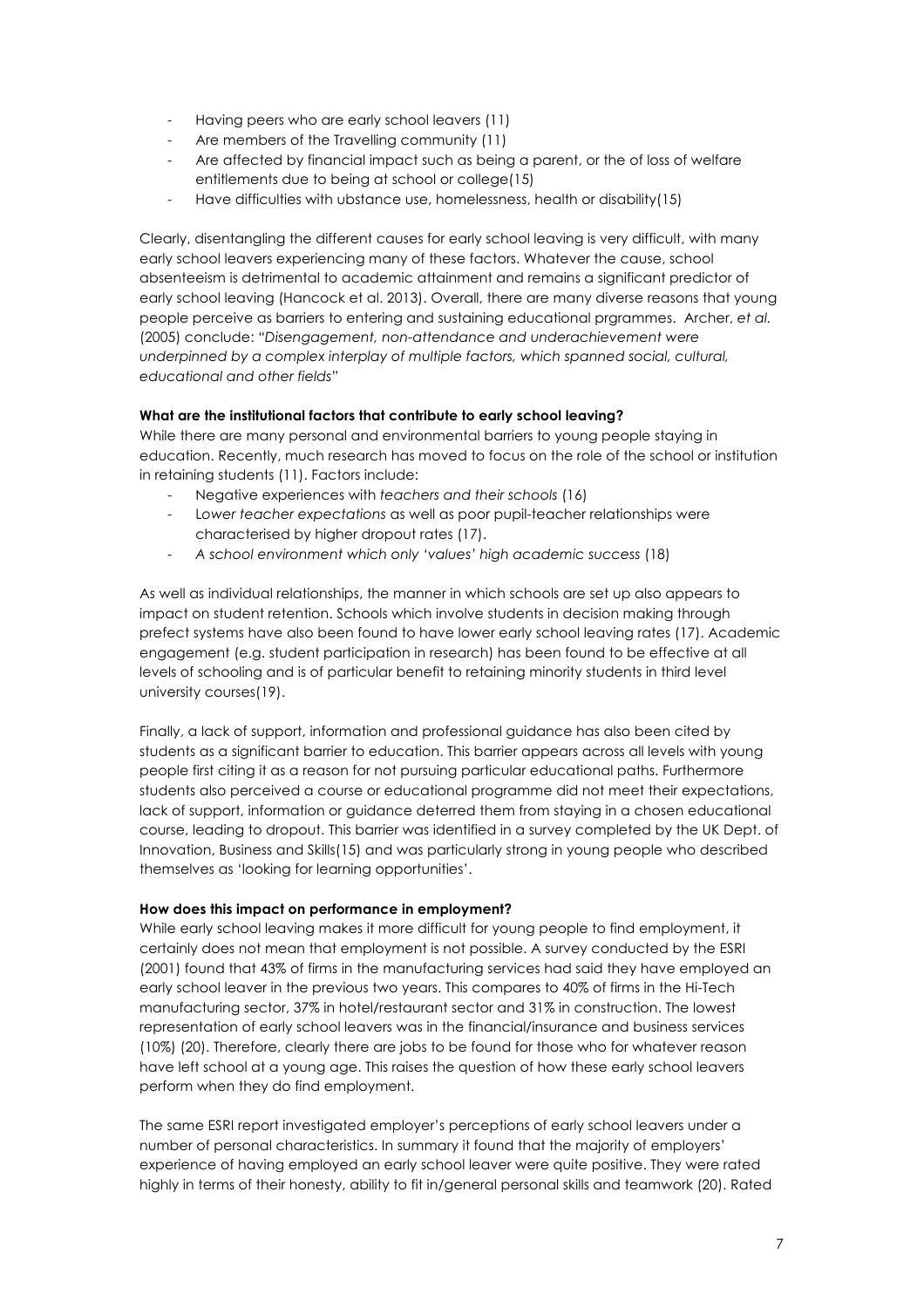- Having peers who are early school leavers (11)
- Are members of the Travelling community (11)
- Are affected by financial impact such as being a parent, or the of loss of welfare entitlements due to being at school or college(15)
- Have difficulties with ubstance use, homelessness, health or disability(15)

Clearly, disentangling the different causes for early school leaving is very difficult, with many early school leavers experiencing many of these factors. Whatever the cause, school absenteeism is detrimental to academic attainment and remains a significant predictor of early school leaving (Hancock et al. 2013). Overall, there are many diverse reasons that young people perceive as barriers to entering and sustaining educational prgrammes. Archer, *et al.* (2005) conclude: *"Disengagement, non-attendance and underachievement were underpinned by a complex interplay of multiple factors, which spanned social, cultural, educational and other fields"*

**What are the institutional factors that contribute to early school leaving?**

While there are many personal and environmental barriers to young people staying in education. Recently, much research has moved to focus on the role of the school or institution in retaining students (11). Factors include:

- Negative experiences with *teachers and their schools* (16)
- L*ower teacher expectations* as well as poor pupil-teacher relationships were characterised by higher dropout rates (17).
- *A school environment which only 'values' high academic success* (18)

As well as individual relationships, the manner in which schools are set up also appears to impact on student retention. Schools which involve students in decision making through prefect systems have also been found to have lower early school leaving rates (17). Academic engagement (e.g. student participation in research) has been found to be effective at all levels of schooling and is of particular benefit to retaining minority students in third level university courses(19).

Finally, a lack of support, information and professional guidance has also been cited by students as a significant barrier to education. This barrier appears across all levels with young people first citing it as a reason for not pursuing particular educational paths. Furthermore students also perceived a course or educational programme did not meet their expectations, lack of support, information or guidance deterred them from staying in a chosen educational course, leading to dropout. This barrier was identified in a survey completed by the UK Dept. of Innovation, Business and Skills(15) and was particularly strong in young people who described themselves as 'looking for learning opportunities'.

**How does this impact on performance in employment?**

While early school leaving makes it more difficult for young people to find employment, it certainly does not mean that employment is not possible. A survey conducted by the ESRI (2001) found that 43% of firms in the manufacturing services had said they have employed an early school leaver in the previous two years. This compares to 40% of firms in the Hi-Tech manufacturing sector, 37% in hotel/restaurant sector and 31% in construction. The lowest representation of early school leavers was in the financial/insurance and business services (10%) (20). Therefore, clearly there are jobs to be found for those who for whatever reason have left school at a young age. This raises the question of how these early school leavers perform when they do find employment.

The same ESRI report investigated employer's perceptions of early school leavers under a number of personal characteristics. In summary it found that the majority of employers' experience of having employed an early school leaver were quite positive. They were rated highly in terms of their honesty, ability to fit in/general personal skills and teamwork (20). Rated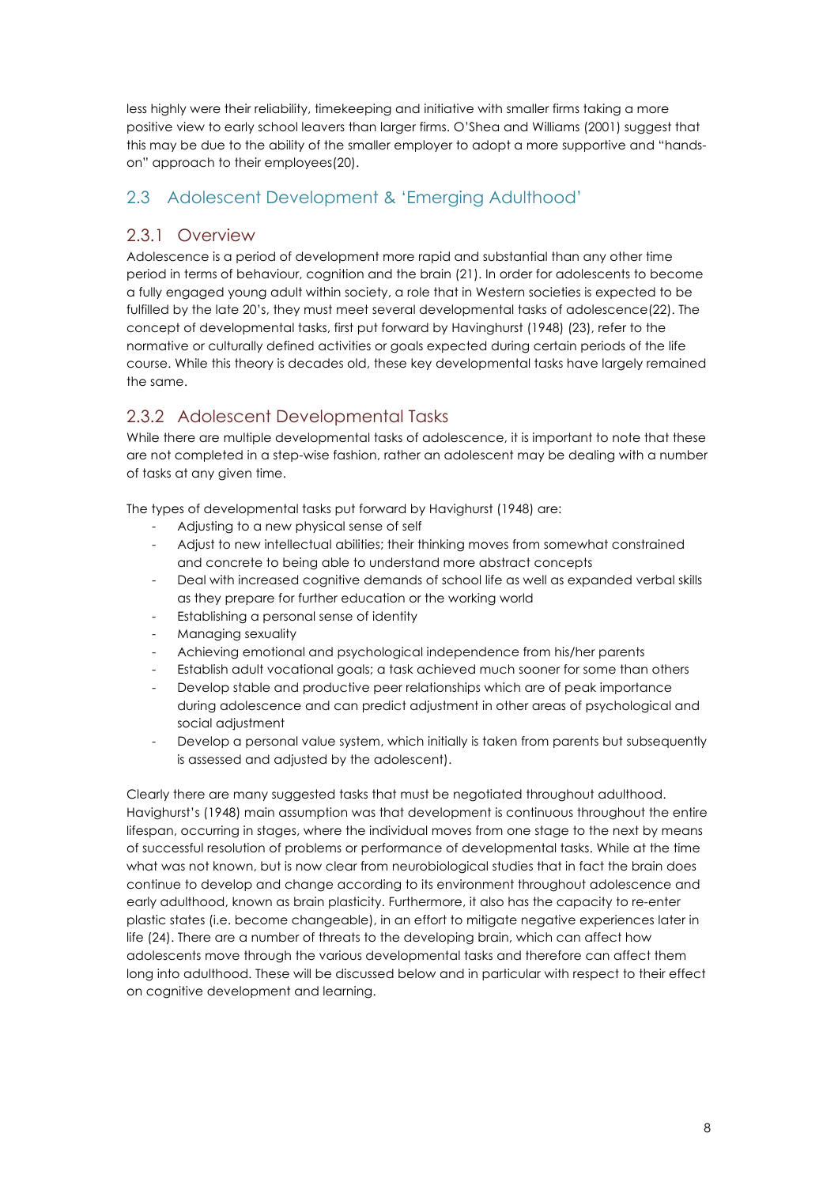less highly were their reliability, timekeeping and initiative with smaller firms taking a more positive view to early school leavers than larger firms. O'Shea and Williams (2001) suggest that this may be due to the ability of the smaller employer to adopt a more supportive and "hands-on" approach to their employees(20).

## 2.3 Adolescent Development & 'Emerging Adulthood'

### 2.3.1 Overview

Adolescence is a period of development more rapid and substantial than any other time period in terms of behaviour, cognition and the brain (21). In order for adolescents to become a fully engaged young adult within society, a role that in Western societies is expected to be fulfilled by the late 20's, they must meet several developmental tasks of adolescence(22). The concept of developmental tasks, first put forward by Havinghurst (1948) (23), refer to the normative or culturally defined activities or goals expected during certain periods of the life course. While this theory is decades old, these key developmental tasks have largely remained the same.

### 2.3.2 Adolescent Developmental Tasks

While there are multiple developmental tasks of adolescence, it is important to note that these are not completed in a step-wise fashion, rather an adolescent may be dealing with a number of tasks at any given time.

The types of developmental tasks put forward by Havighurst (1948) are:

- Adjusting to a new physical sense of self
- Adjust to new intellectual abilities; their thinking moves from somewhat constrained and concrete to being able to understand more abstract concepts
- Deal with increased cognitive demands of school life as well as expanded verbal skills as they prepare for further education or the working world
- Establishing a personal sense of identity
- Managing sexuality
- Achieving emotional and psychological independence from his/her parents
- Establish adult vocational goals; a task achieved much sooner for some than others
- Develop stable and productive peer relationships which are of peak importance during adolescence and can predict adjustment in other areas of psychological and social adjustment
- Develop a personal value system, which initially is taken from parents but subsequently is assessed and adjusted by the adolescent).

Clearly there are many suggested tasks that must be negotiated throughout adulthood. Havighurst's (1948) main assumption was that development is continuous throughout the entire lifespan, occurring in stages, where the individual moves from one stage to the next by means of successful resolution of problems or performance of developmental tasks. While at the time what was not known, but is now clear from neurobiological studies that in fact the brain does continue to develop and change according to its environment throughout adolescence and early adulthood, known as brain plasticity. Furthermore, it also has the capacity to re-enter plastic states (i.e. become changeable), in an effort to mitigate negative experiences later in life (24). There are a number of threats to the developing brain, which can affect how adolescents move through the various developmental tasks and therefore can affect them long into adulthood. These will be discussed below and in particular with respect to their effect on cognitive development and learning.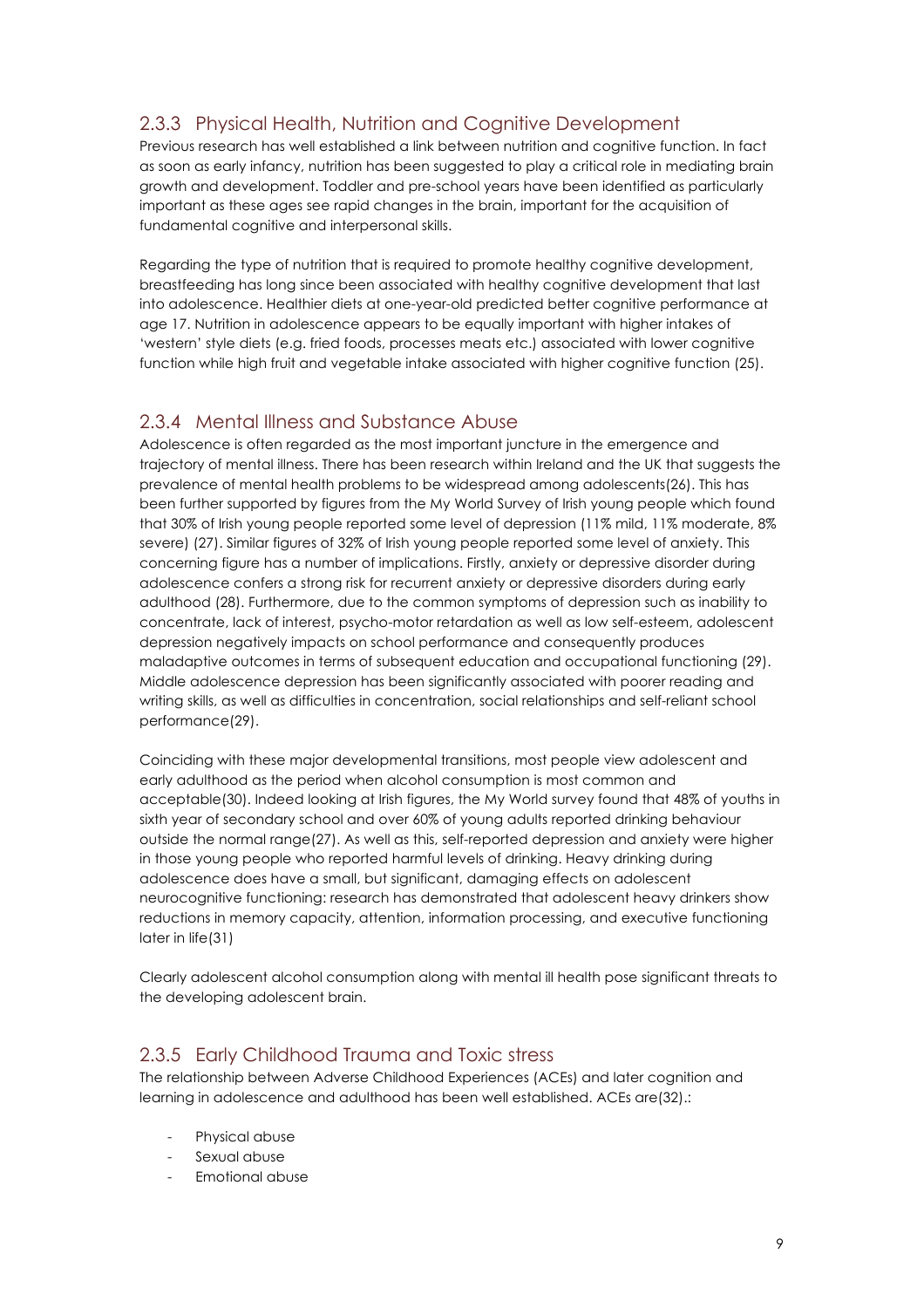### 2.3.3 Physical Health, Nutrition and Cognitive Development

Previous research has well established a link between nutrition and cognitive function. In fact as soon as early infancy, nutrition has been suggested to play a critical role in mediating brain growth and development. Toddler and pre-school years have been identified as particularly important as these ages see rapid changes in the brain, important for the acquisition of fundamental cognitive and interpersonal skills.

Regarding the type of nutrition that is required to promote healthy cognitive development, breastfeeding has long since been associated with healthy cognitive development that last into adolescence. Healthier diets at one-year-old predicted better cognitive performance at age 17. Nutrition in adolescence appears to be equally important with higher intakes of 'western' style diets (e.g. fried foods, processes meats etc.) associated with lower cognitive function while high fruit and vegetable intake associated with higher cognitive function (25).

### 2.3.4 Mental Illness and Substance Abuse

Adolescence is often regarded as the most important juncture in the emergence and trajectory of mental illness. There has been research within Ireland and the UK that suggests the prevalence of mental health problems to be widespread among adolescents(26). This has been further supported by figures from the My World Survey of Irish young people which found that 30% of Irish young people reported some level of depression (11% mild, 11% moderate, 8% severe) (27). Similar figures of 32% of Irish young people reported some level of anxiety. This concerning figure has a number of implications. Firstly, anxiety or depressive disorder during adolescence confers a strong risk for recurrent anxiety or depressive disorders during early adulthood (28). Furthermore, due to the common symptoms of depression such as inability to concentrate, lack of interest, psycho-motor retardation as well as low self-esteem, adolescent depression negatively impacts on school performance and consequently produces maladaptive outcomes in terms of subsequent education and occupational functioning (29). Middle adolescence depression has been significantly associated with poorer reading and writing skills, as well as difficulties in concentration, social relationships and self-reliant school performance(29).

Coinciding with these major developmental transitions, most people view adolescent and early adulthood as the period when alcohol consumption is most common and acceptable(30). Indeed looking at Irish figures, the My World survey found that 48% of youths in sixth year of secondary school and over 60% of young adults reported drinking behaviour outside the normal range(27). As well as this, self-reported depression and anxiety were higher in those young people who reported harmful levels of drinking. Heavy drinking during adolescence does have a small, but significant, damaging effects on adolescent neurocognitive functioning: research has demonstrated that adolescent heavy drinkers show reductions in memory capacity, attention, information processing, and executive functioning later in life(31)

Clearly adolescent alcohol consumption along with mental ill health pose significant threats to the developing adolescent brain.

### 2.3.5 Early Childhood Trauma and Toxic stress

The relationship between Adverse Childhood Experiences (ACEs) and later cognition and learning in adolescence and adulthood has been well established. ACEs are(32).:

- Physical abuse
- Sexual abuse
- Emotional abuse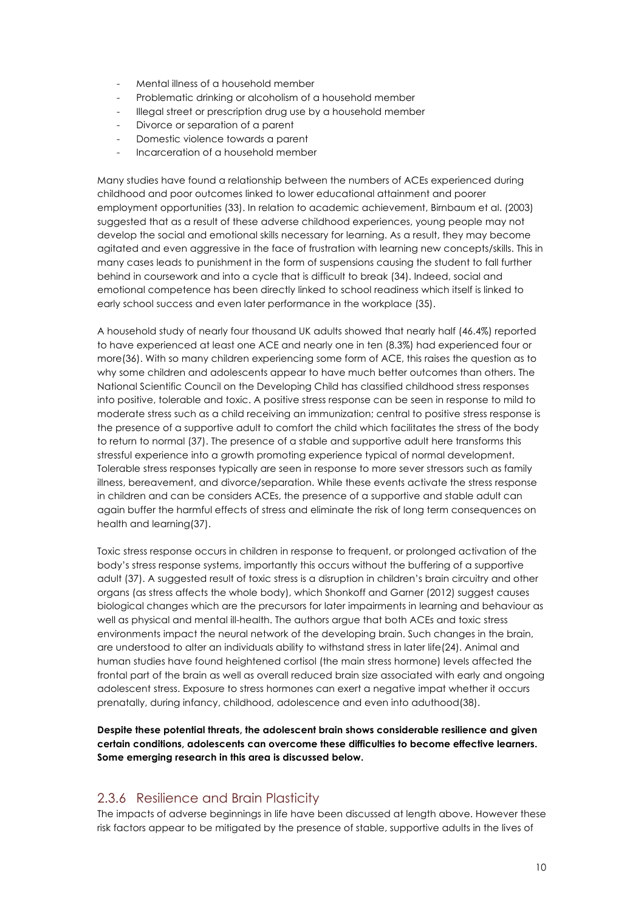- Mental illness of a household member
- Problematic drinking or alcoholism of a household member
- Illegal street or prescription drug use by a household member
- Divorce or separation of a parent
- Domestic violence towards a parent
- Incarceration of a household member

Many studies have found a relationship between the numbers of ACEs experienced during childhood and poor outcomes linked to lower educational attainment and poorer employment opportunities (33). In relation to academic achievement, Birnbaum et al. (2003) suggested that as a result of these adverse childhood experiences, young people may not develop the social and emotional skills necessary for learning. As a result, they may become agitated and even aggressive in the face of frustration with learning new concepts/skills. This in many cases leads to punishment in the form of suspensions causing the student to fall further behind in coursework and into a cycle that is difficult to break (34). Indeed, social and emotional competence has been directly linked to school readiness which itself is linked to early school success and even later performance in the workplace (35).

A household study of nearly four thousand UK adults showed that nearly half (46.4%) reported to have experienced at least one ACE and nearly one in ten (8.3%) had experienced four or more(36). With so many children experiencing some form of ACE, this raises the question as to why some children and adolescents appear to have much better outcomes than others. The National Scientific Council on the Developing Child has classified childhood stress responses into positive, tolerable and toxic. A positive stress response can be seen in response to mild to moderate stress such as a child receiving an immunization; central to positive stress response is the presence of a supportive adult to comfort the child which facilitates the stress of the body to return to normal (37). The presence of a stable and supportive adult here transforms this stressful experience into a growth promoting experience typical of normal development. Tolerable stress responses typically are seen in response to more sever stressors such as family illness, bereavement, and divorce/separation. While these events activate the stress response in children and can be considers ACEs, the presence of a supportive and stable adult can again buffer the harmful effects of stress and eliminate the risk of long term consequences on health and learning(37).

Toxic stress response occurs in children in response to frequent, or prolonged activation of the body's stress response systems, importantly this occurs without the buffering of a supportive adult (37). A suggested result of toxic stress is a disruption in children's brain circuitry and other organs (as stress affects the whole body), which Shonkoff and Garner (2012) suggest causes biological changes which are the precursors for later impairments in learning and behaviour as well as physical and mental ill-health. The authors argue that both ACEs and toxic stress environments impact the neural network of the developing brain. Such changes in the brain, are understood to alter an individuals ability to withstand stress in later life(24). Animal and human studies have found heightened cortisol (the main stress hormone) levels affected the frontal part of the brain as well as overall reduced brain size associated with early and ongoing adolescent stress. Exposure to stress hormones can exert a negative impat whether it occurs prenatally, during infancy, childhood, adolescence and even into aduthood(38).

**Despite these potential threats, the adolescent brain shows considerable resilience and given certain conditions, adolescents can overcome these difficulties to become effective learners. Some emerging research in this area is discussed below.**

### 2.3.6 Resilience and Brain Plasticity

The impacts of adverse beginnings in life have been discussed at length above. However these risk factors appear to be mitigated by the presence of stable, supportive adults in the lives of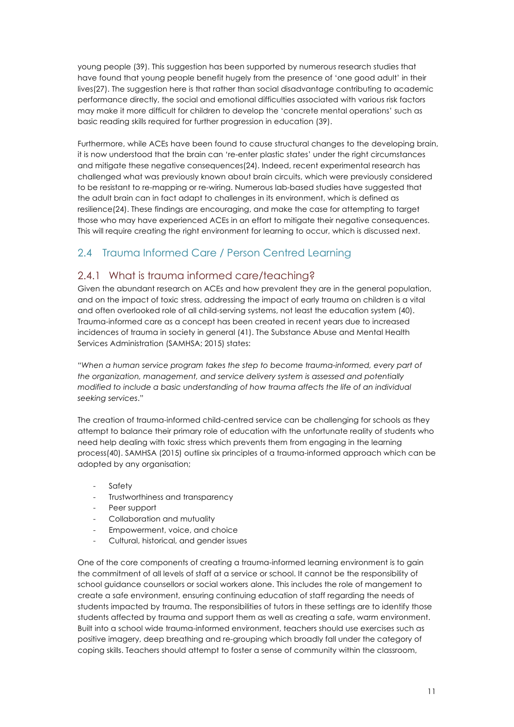young people (39). This suggestion has been supported by numerous research studies that have found that young people benefit hugely from the presence of 'one good adult' in their lives(27). The suggestion here is that rather than social disadvantage contributing to academic performance directly, the social and emotional difficulties associated with various risk factors may make it more difficult for children to develop the 'concrete mental operations' such as basic reading skills required for further progression in education (39).

Furthermore, while ACEs have been found to cause structural changes to the developing brain, it is now understood that the brain can 're-enter plastic states' under the right circumstances and mitigate these negative consequences(24). Indeed, recent experimental research has challenged what was previously known about brain circuits, which were previously considered to be resistant to re-mapping or re-wiring. Numerous lab-based studies have suggested that the adult brain can in fact adapt to challenges in its environment, which is defined as resilience(24). These findings are encouraging, and make the case for attempting to target those who may have experienced ACEs in an effort to mitigate their negative consequences. This will require creating the right environment for learning to occur, which is discussed next.

## 2.4 Trauma Informed Care / Person Centred Learning

### 2.4.1 What is trauma informed care/teaching?

Given the abundant research on ACEs and how prevalent they are in the general population, and on the impact of toxic stress, addressing the impact of early trauma on children is a vital and often overlooked role of all child-serving systems, not least the education system (40). Trauma-informed care as a concept has been created in recent years due to increased incidences of trauma in society in general (41). The Substance Abuse and Mental Health Services Administration (SAMHSA; 2015) states:

*"When a human service program takes the step to become trauma-informed, every part of the organization, management, and service delivery system is assessed and potentially modified to include a basic understanding of how trauma affects the life of an individual seeking services."*

The creation of trauma-informed child-centred service can be challenging for schools as they attempt to balance their primary role of education with the unfortunate reality of students who need help dealing with toxic stress which prevents them from engaging in the learning process(40). SAMHSA (2015) outline six principles of a trauma-informed approach which can be adopted by any organisation;

- Safety
- Trustworthiness and transparency
- Peer support
- Collaboration and mutuality
- Empowerment, voice, and choice
- Cultural, historical, and gender issues

One of the core components of creating a trauma-informed learning environment is to gain the commitment of all levels of staff at a service or school. It cannot be the responsibility of school guidance counsellors or social workers alone. This includes the role of mangement to create a safe environment, ensuring continuing education of staff regarding the needs of students impacted by trauma. The responsibilities of tutors in these settings are to identify those students affected by trauma and support them as well as creating a safe, warm environment. Built into a school wide trauma-informed environment, teachers should use exercises such as positive imagery, deep breathing and re-grouping which broadly fall under the category of coping skills. Teachers should attempt to foster a sense of community within the classroom,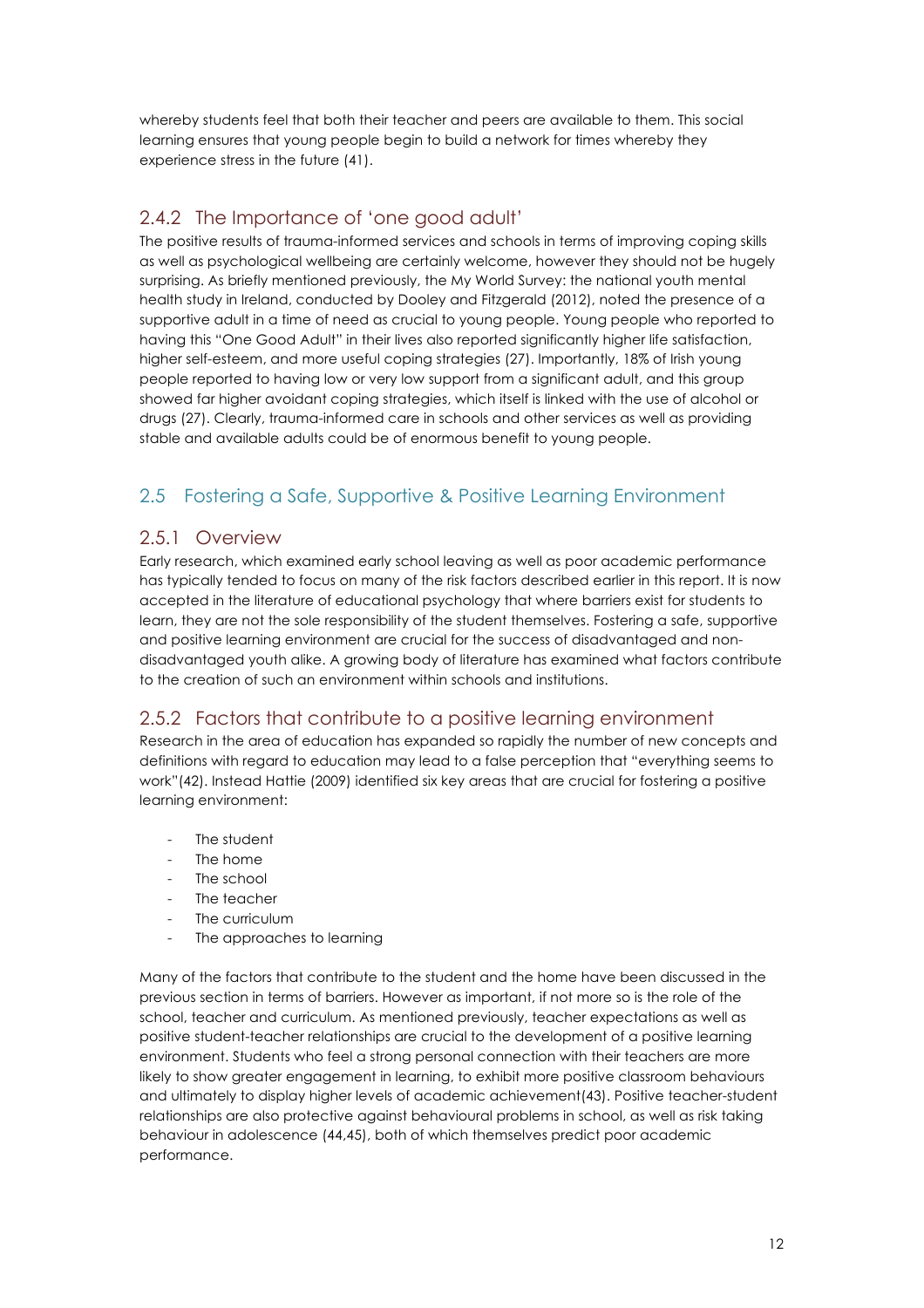whereby students feel that both their teacher and peers are available to them. This social learning ensures that young people begin to build a network for times whereby they experience stress in the future (41).

### 2.4.2 The Importance of 'one good adult'

The positive results of trauma-informed services and schools in terms of improving coping skills as well as psychological wellbeing are certainly welcome, however they should not be hugely surprising. As briefly mentioned previously, the My World Survey: the national youth mental health study in Ireland, conducted by Dooley and Fitzgerald (2012), noted the presence of a supportive adult in a time of need as crucial to young people. Young people who reported to having this "One Good Adult" in their lives also reported significantly higher life satisfaction, higher self-esteem, and more useful coping strategies (27). Importantly, 18% of Irish young people reported to having low or very low support from a significant adult, and this group showed far higher avoidant coping strategies, which itself is linked with the use of alcohol or drugs (27). Clearly, trauma-informed care in schools and other services as well as providing stable and available adults could be of enormous benefit to young people.

## 2.5 Fostering a Safe, Supportive & Positive Learning Environment

### 2.5.1 Overview

Early research, which examined early school leaving as well as poor academic performance has typically tended to focus on many of the risk factors described earlier in this report. It is now accepted in the literature of educational psychology that where barriers exist for students to learn, they are not the sole responsibility of the student themselves. Fostering a safe, supportive and positive learning environment are crucial for the success of disadvantaged and non-disadvantaged youth alike. A growing body of literature has examined what factors contribute to the creation of such an environment within schools and institutions.

### 2.5.2 Factors that contribute to a positive learning environment

Research in the area of education has expanded so rapidly the number of new concepts and definitions with regard to education may lead to a false perception that "everything seems to work"(42). Instead Hattie (2009) identified six key areas that are crucial for fostering a positive learning environment:

- The student
- The home
- The school
- The teacher
- The curriculum
- The approaches to learning

Many of the factors that contribute to the student and the home have been discussed in the previous section in terms of barriers. However as important, if not more so is the role of the school, teacher and curriculum. As mentioned previously, teacher expectations as well as positive student-teacher relationships are crucial to the development of a positive learning environment. Students who feel a strong personal connection with their teachers are more likely to show greater engagement in learning, to exhibit more positive classroom behaviours and ultimately to display higher levels of academic achievement(43). Positive teacher-student relationships are also protective against behavioural problems in school, as well as risk taking behaviour in adolescence (44,45), both of which themselves predict poor academic performance.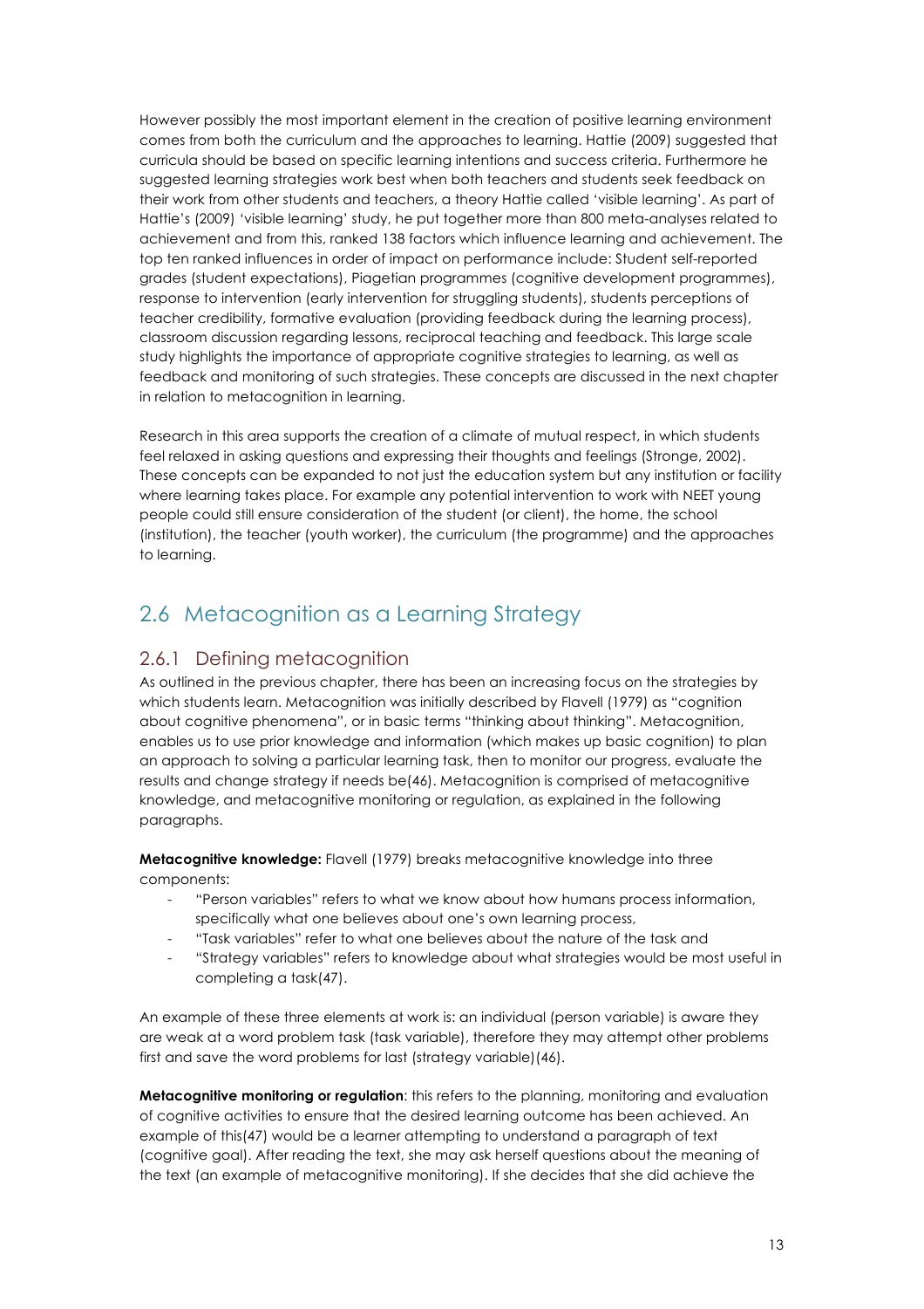However possibly the most important element in the creation of positive learning environment comes from both the curriculum and the approaches to learning. Hattie (2009) suggested that curricula should be based on specific learning intentions and success criteria. Furthermore he suggested learning strategies work best when both teachers and students seek feedback on their work from other students and teachers, a theory Hattie called 'visible learning'. As part of Hattie's (2009) 'visible learning' study, he put together more than 800 meta-analyses related to achievement and from this, ranked 138 factors which influence learning and achievement. The top ten ranked influences in order of impact on performance include: Student self-reported grades (student expectations), Piagetian programmes (cognitive development programmes), response to intervention (early intervention for struggling students), students perceptions of teacher credibility, formative evaluation (providing feedback during the learning process), classroom discussion regarding lessons, reciprocal teaching and feedback. This large scale study highlights the importance of appropriate cognitive strategies to learning, as well as feedback and monitoring of such strategies. These concepts are discussed in the next chapter in relation to metacognition in learning.

Research in this area supports the creation of a climate of mutual respect, in which students feel relaxed in asking questions and expressing their thoughts and feelings (Stronge, 2002). These concepts can be expanded to not just the education system but any institution or facility where learning takes place. For example any potential intervention to work with NEET young people could still ensure consideration of the student (or client), the home, the school (institution), the teacher (youth worker), the curriculum (the programme) and the approaches to learning.

## 2.6 Metacognition as a Learning Strategy

### 2.6.1 Defining metacognition

As outlined in the previous chapter, there has been an increasing focus on the strategies by which students learn. Metacognition was initially described by Flavell (1979) as "cognition about cognitive phenomena", or in basic terms "thinking about thinking". Metacognition, enables us to use prior knowledge and information (which makes up basic cognition) to plan an approach to solving a particular learning task, then to monitor our progress, evaluate the results and change strategy if needs be(46). Metacognition is comprised of metacognitive knowledge, and metacognitive monitoring or regulation, as explained in the following paragraphs.

**Metacognitive knowledge:** Flavell (1979) breaks metacognitive knowledge into three components:

- "Person variables" refers to what we know about how humans process information, specifically what one believes about one's own learning process,
- "Task variables" refer to what one believes about the nature of the task and
- "Strategy variables" refers to knowledge about what strategies would be most useful in completing a task(47).

An example of these three elements at work is: an individual (person variable) is aware they are weak at a word problem task (task variable), therefore they may attempt other problems first and save the word problems for last (strategy variable)(46).

**Metacognitive monitoring or regulation**: this refers to the planning, monitoring and evaluation of cognitive activities to ensure that the desired learning outcome has been achieved. An example of this(47) would be a learner attempting to understand a paragraph of text (cognitive goal). After reading the text, she may ask herself questions about the meaning of the text (an example of metacognitive monitoring). If she decides that she did achieve the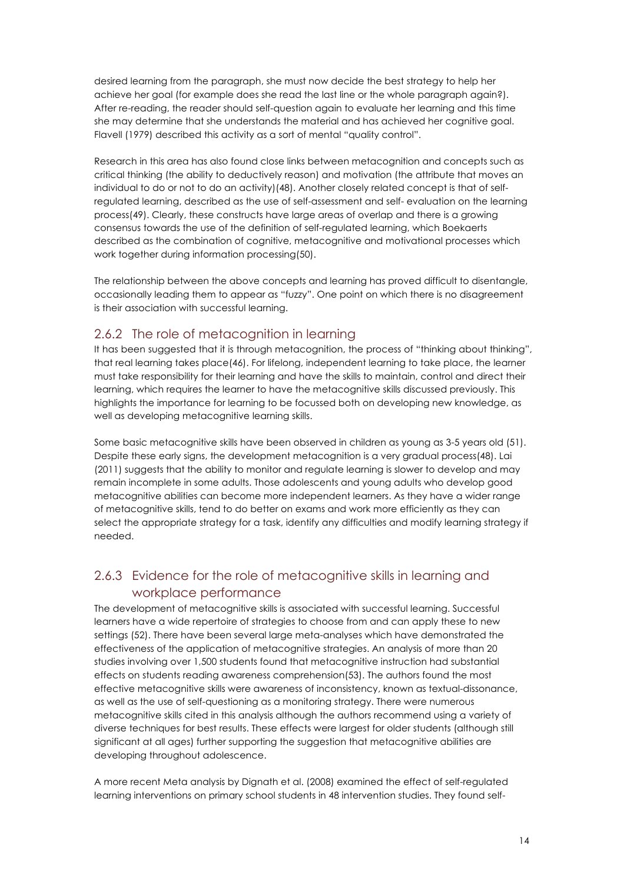desired learning from the paragraph, she must now decide the best strategy to help her achieve her goal (for example does she read the last line or the whole paragraph again?). After re-reading, the reader should self-question again to evaluate her learning and this time she may determine that she understands the material and has achieved her cognitive goal. Flavell (1979) described this activity as a sort of mental "quality control".

Research in this area has also found close links between metacognition and concepts such as critical thinking (the ability to deductively reason) and motivation (the attribute that moves an individual to do or not to do an activity)(48). Another closely related concept is that of self-regulated learning, described as the use of self-assessment and self- evaluation on the learning process(49). Clearly, these constructs have large areas of overlap and there is a growing consensus towards the use of the definition of self-regulated learning, which Boekaerts described as the combination of cognitive, metacognitive and motivational processes which work together during information processing(50).

The relationship between the above concepts and learning has proved difficult to disentangle, occasionally leading them to appear as "fuzzy". One point on which there is no disagreement is their association with successful learning.

### 2.6.2 The role of metacognition in learning

It has been suggested that it is through metacognition, the process of "thinking about thinking", that real learning takes place(46). For lifelong, independent learning to take place, the learner must take responsibility for their learning and have the skills to maintain, control and direct their learning, which requires the learner to have the metacognitive skills discussed previously. This highlights the importance for learning to be focussed both on developing new knowledge, as well as developing metacognitive learning skills.

Some basic metacognitive skills have been observed in children as young as 3-5 years old (51). Despite these early signs, the development metacognition is a very gradual process(48). Lai (2011) suggests that the ability to monitor and regulate learning is slower to develop and may remain incomplete in some adults. Those adolescents and young adults who develop good metacognitive abilities can become more independent learners. As they have a wider range of metacognitive skills, tend to do better on exams and work more efficiently as they can select the appropriate strategy for a task, identify any difficulties and modify learning strategy if needed.

### 2.6.3 Evidence for the role of metacognitive skills in learning and workplace performance

The development of metacognitive skills is associated with successful learning. Successful learners have a wide repertoire of strategies to choose from and can apply these to new settings (52). There have been several large meta-analyses which have demonstrated the effectiveness of the application of metacognitive strategies. An analysis of more than 20 studies involving over 1,500 students found that metacognitive instruction had substantial effects on students reading awareness comprehension(53). The authors found the most effective metacognitive skills were awareness of inconsistency, known as textual-dissonance, as well as the use of self-questioning as a monitoring strategy. There were numerous metacognitive skills cited in this analysis although the authors recommend using a variety of diverse techniques for best results. These effects were largest for older students (although still significant at all ages) further supporting the suggestion that metacognitive abilities are developing throughout adolescence.

A more recent Meta analysis by Dignath et al. (2008) examined the effect of self-regulated learning interventions on primary school students in 48 intervention studies. They found self-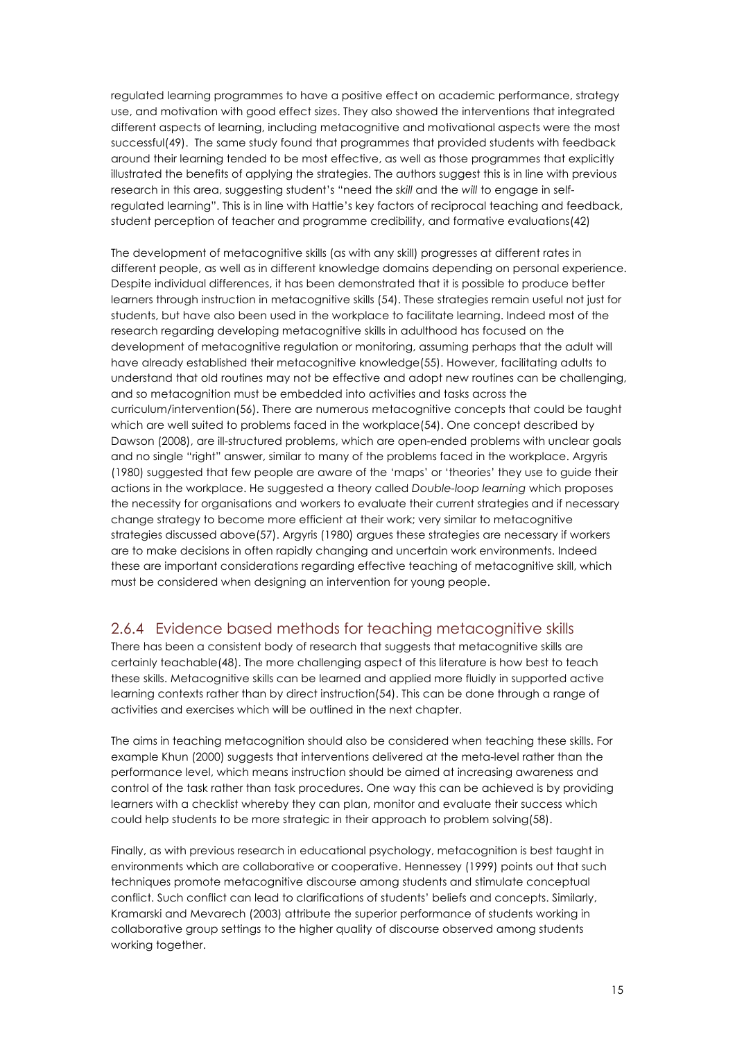regulated learning programmes to have a positive effect on academic performance, strategy use, and motivation with good effect sizes. They also showed the interventions that integrated different aspects of learning, including metacognitive and motivational aspects were the most successful(49). The same study found that programmes that provided students with feedback around their learning tended to be most effective, as well as those programmes that explicitly illustrated the benefits of applying the strategies. The authors suggest this is in line with previous research in this area, suggesting student's "need the *skill* and the *will* to engage in self-regulated learning". This is in line with Hattie's key factors of reciprocal teaching and feedback, student perception of teacher and programme credibility, and formative evaluations(42)

The development of metacognitive skills (as with any skill) progresses at different rates in different people, as well as in different knowledge domains depending on personal experience. Despite individual differences, it has been demonstrated that it is possible to produce better learners through instruction in metacognitive skills (54). These strategies remain useful not just for students, but have also been used in the workplace to facilitate learning. Indeed most of the research regarding developing metacognitive skills in adulthood has focused on the development of metacognitive regulation or monitoring, assuming perhaps that the adult will have already established their metacognitive knowledge(55). However, facilitating adults to understand that old routines may not be effective and adopt new routines can be challenging, and so metacognition must be embedded into activities and tasks across the curriculum/intervention(56). There are numerous metacognitive concepts that could be taught which are well suited to problems faced in the workplace(54). One concept described by Dawson (2008), are ill-structured problems, which are open-ended problems with unclear goals and no single "right" answer, similar to many of the problems faced in the workplace. Argyris (1980) suggested that few people are aware of the 'maps' or 'theories' they use to guide their actions in the workplace. He suggested a theory called *Double-loop learning* which proposes the necessity for organisations and workers to evaluate their current strategies and if necessary change strategy to become more efficient at their work; very similar to metacognitive strategies discussed above(57). Argyris (1980) argues these strategies are necessary if workers are to make decisions in often rapidly changing and uncertain work environments. Indeed these are important considerations regarding effective teaching of metacognitive skill, which must be considered when designing an intervention for young people.

### 2.6.4 Evidence based methods for teaching metacognitive skills

There has been a consistent body of research that suggests that metacognitive skills are certainly teachable(48). The more challenging aspect of this literature is how best to teach these skills. Metacognitive skills can be learned and applied more fluidly in supported active learning contexts rather than by direct instruction(54). This can be done through a range of activities and exercises which will be outlined in the next chapter.

The aims in teaching metacognition should also be considered when teaching these skills. For example Khun (2000) suggests that interventions delivered at the meta-level rather than the performance level, which means instruction should be aimed at increasing awareness and control of the task rather than task procedures. One way this can be achieved is by providing learners with a checklist whereby they can plan, monitor and evaluate their success which could help students to be more strategic in their approach to problem solving(58).

Finally, as with previous research in educational psychology, metacognition is best taught in environments which are collaborative or cooperative. Hennessey (1999) points out that such techniques promote metacognitive discourse among students and stimulate conceptual conflict. Such conflict can lead to clarifications of students' beliefs and concepts. Similarly, Kramarski and Mevarech (2003) attribute the superior performance of students working in collaborative group settings to the higher quality of discourse observed among students working together.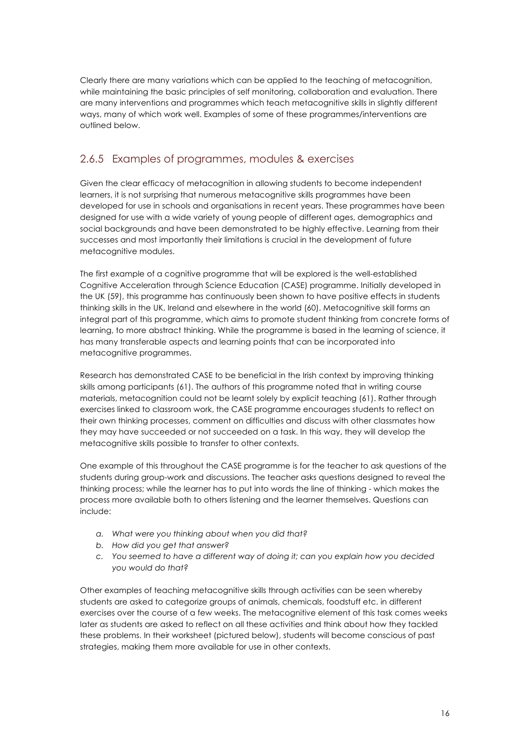Clearly there are many variations which can be applied to the teaching of metacognition, while maintaining the basic principles of self monitoring, collaboration and evaluation. There are many interventions and programmes which teach metacognitive skills in slightly different ways, many of which work well. Examples of some of these programmes/interventions are outlined below.

### 2.6.5 Examples of programmes, modules & exercises

Given the clear efficacy of metacognition in allowing students to become independent learners, it is not surprising that numerous metacognitive skills programmes have been developed for use in schools and organisations in recent years. These programmes have been designed for use with a wide variety of young people of different ages, demographics and social backgrounds and have been demonstrated to be highly effective. Learning from their successes and most importantly their limitations is crucial in the development of future metacognitive modules.

The first example of a cognitive programme that will be explored is the well-established Cognitive Acceleration through Science Education (CASE) programme. Initially developed in the UK (59), this programme has continuously been shown to have positive effects in students thinking skills in the UK, Ireland and elsewhere in the world (60). Metacognitive skill forms an integral part of this programme, which aims to promote student thinking from concrete forms of learning, to more abstract thinking. While the programme is based in the learning of science, it has many transferable aspects and learning points that can be incorporated into metacognitive programmes.

Research has demonstrated CASE to be beneficial in the Irish context by improving thinking skills among participants (61). The authors of this programme noted that in writing course materials, metacognition could not be learnt solely by explicit teaching (61). Rather through exercises linked to classroom work, the CASE programme encourages students to reflect on their own thinking processes, comment on difficulties and discuss with other classmates how they may have succeeded or not succeeded on a task. In this way, they will develop the metacognitive skills possible to transfer to other contexts.

One example of this throughout the CASE programme is for the teacher to ask questions of the students during group-work and discussions. The teacher asks questions designed to reveal the thinking process; while the learner has to put into words the line of thinking - which makes the process more available both to others listening and the learner themselves. Questions can include:

a. *What were you thinking about when you did that?*
b. *How did you get that answer?*
c. *You seemed to have a different way of doing it; can you explain how you decided you would do that?*

Other examples of teaching metacognitive skills through activities can be seen whereby students are asked to categorize groups of animals, chemicals, foodstuff etc. in different exercises over the course of a few weeks. The metacognitive element of this task comes weeks later as students are asked to reflect on all these activities and think about how they tackled these problems. In their worksheet (pictured below), students will become conscious of past strategies, making them more available for use in other contexts.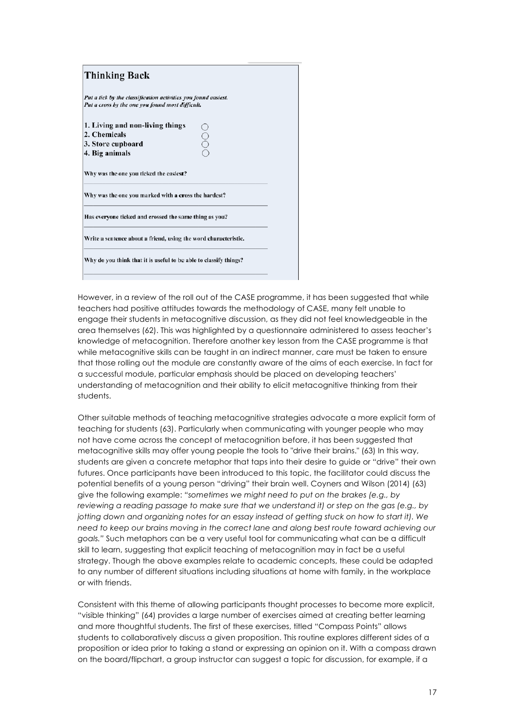### Thinking Back

*Put a tick by the classification activities you found easiest.*
*Put a cross by the one you found most difficult.*

1. **Living and non-living things** ○
2. **Chemicals** ○
3. **Store cupboard** ○
4. **Big animals** ○

**Why was the one you ticked the easiest?**

**Why was the one you marked with a cross the hardest?**

**Has everyone ticked and crossed the same thing as you?**

**Write a sentence about a friend, using the word characteristic.**

**Why do you think that it is useful to be able to classify things?**

However, in a review of the roll out of the CASE programme, it has been suggested that while teachers had positive attitudes towards the methodology of CASE, many felt unable to engage their students in metacognitive discussion, as they did not feel knowledgeable in the area themselves (62). This was highlighted by a questionnaire administered to assess teacher's knowledge of metacognition. Therefore another key lesson from the CASE programme is that while metacognitive skills can be taught in an indirect manner, care must be taken to ensure that those rolling out the module are constantly aware of the aims of each exercise. In fact for a successful module, particular emphasis should be placed on developing teachers' understanding of metacognition and their ability to elicit metacognitive thinking from their students.

Other suitable methods of teaching metacognitive strategies advocate a more explicit form of teaching for students (63). Particularly when communicating with younger people who may not have come across the concept of metacognition before, it has been suggested that metacognitive skills may offer young people the tools to "drive their brains." (63) In this way, students are given a concrete metaphor that taps into their desire to guide or "drive" their own futures. Once participants have been introduced to this topic, the facilitator could discuss the potential benefits of a young person "driving" their brain well. Coyners and Wilson (2014) (63) give the following example: "*sometimes we might need to put on the brakes (e.g., by reviewing a reading passage to make sure that we understand it) or step on the gas (e.g., by jotting down and organizing notes for an essay instead of getting stuck on how to start it). We need to keep our brains moving in the correct lane and along best route toward achieving our goals.*" Such metaphors can be a very useful tool for communicating what can be a difficult skill to learn, suggesting that explicit teaching of metacognition may in fact be a useful strategy. Though the above examples relate to academic concepts, these could be adapted to any number of different situations including situations at home with family, in the workplace or with friends.

Consistent with this theme of allowing participants thought processes to become more explicit, "visible thinking" (64) provides a large number of exercises aimed at creating better learning and more thoughtful students. The first of these exercises, titled "Compass Points" allows students to collaboratively discuss a given proposition. This routine explores different sides of a proposition or idea prior to taking a stand or expressing an opinion on it. With a compass drawn on the board/flipchart, a group instructor can suggest a topic for discussion, for example, if a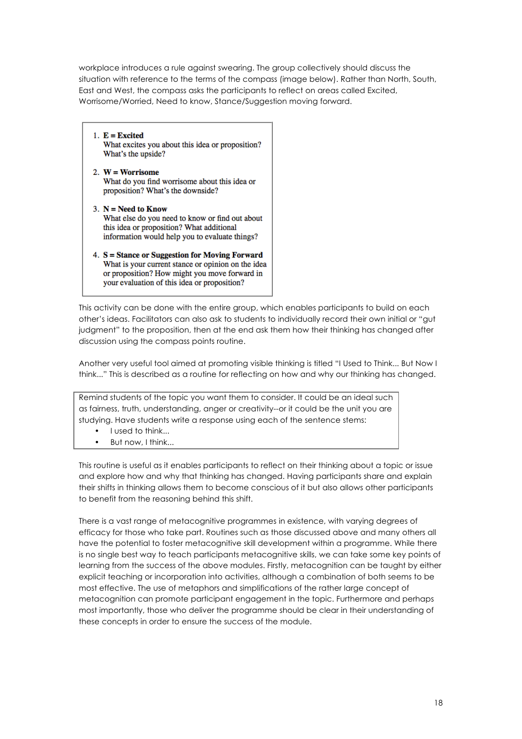workplace introduces a rule against swearing. The group collectively should discuss the situation with reference to the terms of the compass (image below). Rather than North, South, East and West, the compass asks the participants to reflect on areas called Excited, Worrisome/Worried, Need to know, Stance/Suggestion moving forward.

1. **E = Excited**
   What excites you about this idea or proposition? What's the upside?

2. **W = Worrisome**
   What do you find worrisome about this idea or proposition? What's the downside?

3. **N = Need to Know**
   What else do you need to know or find out about this idea or proposition? What additional information would help you to evaluate things?

4. **S = Stance or Suggestion for Moving Forward**
   What is your current stance or opinion on the idea or proposition? How might you move forward in your evaluation of this idea or proposition?

This activity can be done with the entire group, which enables participants to build on each other's ideas. Facilitators can also ask to students to individually record their own initial or "gut judgment" to the proposition, then at the end ask them how their thinking has changed after discussion using the compass points routine.

Another very useful tool aimed at promoting visible thinking is titled "I Used to Think... But Now I think..." This is described as a routine for reflecting on how and why our thinking has changed.

> Remind students of the topic you want them to consider. It could be an ideal such as fairness, truth, understanding, anger or creativity--or it could be the unit you are studying. Have students write a response using each of the sentence stems:
> - I used to think...
> - But now, I think...

This routine is useful as it enables participants to reflect on their thinking about a topic or issue and explore how and why that thinking has changed. Having participants share and explain their shifts in thinking allows them to become conscious of it but also allows other participants to benefit from the reasoning behind this shift.

There is a vast range of metacognitive programmes in existence, with varying degrees of efficacy for those who take part. Routines such as those discussed above and many others all have the potential to foster metacognitive skill development within a programme. While there is no single best way to teach participants metacognitive skills, we can take some key points of learning from the success of the above modules. Firstly, metacognition can be taught by either explicit teaching or incorporation into activities, although a combination of both seems to be most effective. The use of metaphors and simplifications of the rather large concept of metacognition can promote participant engagement in the topic. Furthermore and perhaps most importantly, those who deliver the programme should be clear in their understanding of these concepts in order to ensure the success of the module.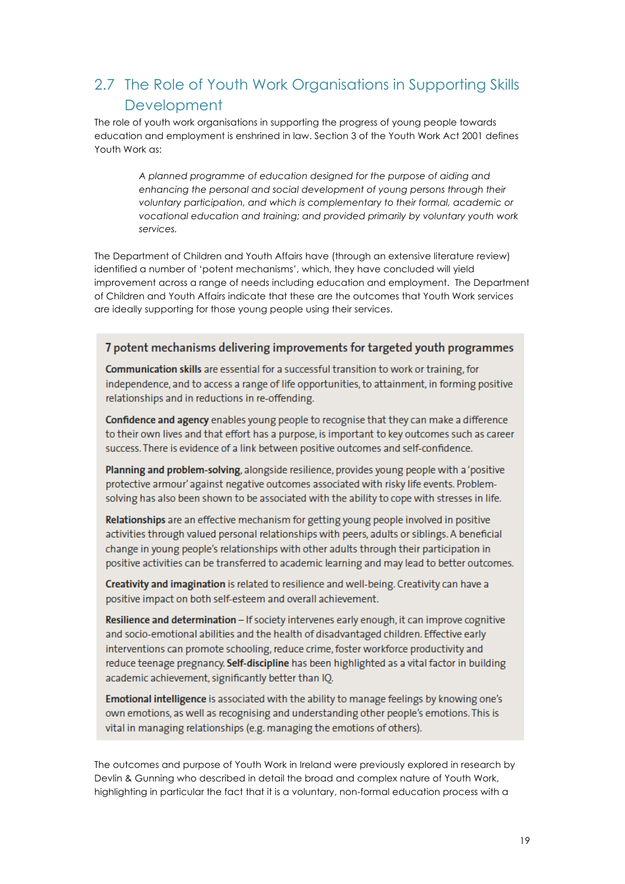## 2.7 The Role of Youth Work Organisations in Supporting Skills Development

The role of youth work organisations in supporting the progress of young people towards education and employment is enshrined in law. Section 3 of the Youth Work Act 2001 defines Youth Work as:

> *A planned programme of education designed for the purpose of aiding and enhancing the personal and social development of young persons through their voluntary participation, and which is complementary to their formal, academic or vocational education and training; and provided primarily by voluntary youth work services.*

The Department of Children and Youth Affairs have (through an extensive literature review) identified a number of 'potent mechanisms', which, they have concluded will yield improvement across a range of needs including education and employment. The Department of Children and Youth Affairs indicate that these are the outcomes that Youth Work services are ideally supporting for those young people using their services.

### 7 potent mechanisms delivering improvements for targeted youth programmes

**Communication skills** are essential for a successful transition to work or training, for independence, and to access a range of life opportunities, to attainment, in forming positive relationships and in reductions in re-offending.

**Confidence and agency** enables young people to recognise that they can make a difference to their own lives and that effort has a purpose, is important to key outcomes such as career success. There is evidence of a link between positive outcomes and self-confidence.

**Planning and problem-solving**, alongside resilience, provides young people with a 'positive protective armour' against negative outcomes associated with risky life events. Problem-solving has also been shown to be associated with the ability to cope with stresses in life.

**Relationships** are an effective mechanism for getting young people involved in positive activities through valued personal relationships with peers, adults or siblings. A beneficial change in young people's relationships with other adults through their participation in positive activities can be transferred to academic learning and may lead to better outcomes.

**Creativity and imagination** is related to resilience and well-being. Creativity can have a positive impact on both self-esteem and overall achievement.

**Resilience and determination** – If society intervenes early enough, it can improve cognitive and socio-emotional abilities and the health of disadvantaged children. Effective early interventions can promote schooling, reduce crime, foster workforce productivity and reduce teenage pregnancy. **Self-discipline** has been highlighted as a vital factor in building academic achievement, significantly better than IQ.

**Emotional intelligence** is associated with the ability to manage feelings by knowing one's own emotions, as well as recognising and understanding other people's emotions. This is vital in managing relationships (e.g. managing the emotions of others).

The outcomes and purpose of Youth Work in Ireland were previously explored in research by Devlin & Gunning who described in detail the broad and complex nature of Youth Work, highlighting in particular the fact that it is a voluntary, non-formal education process with a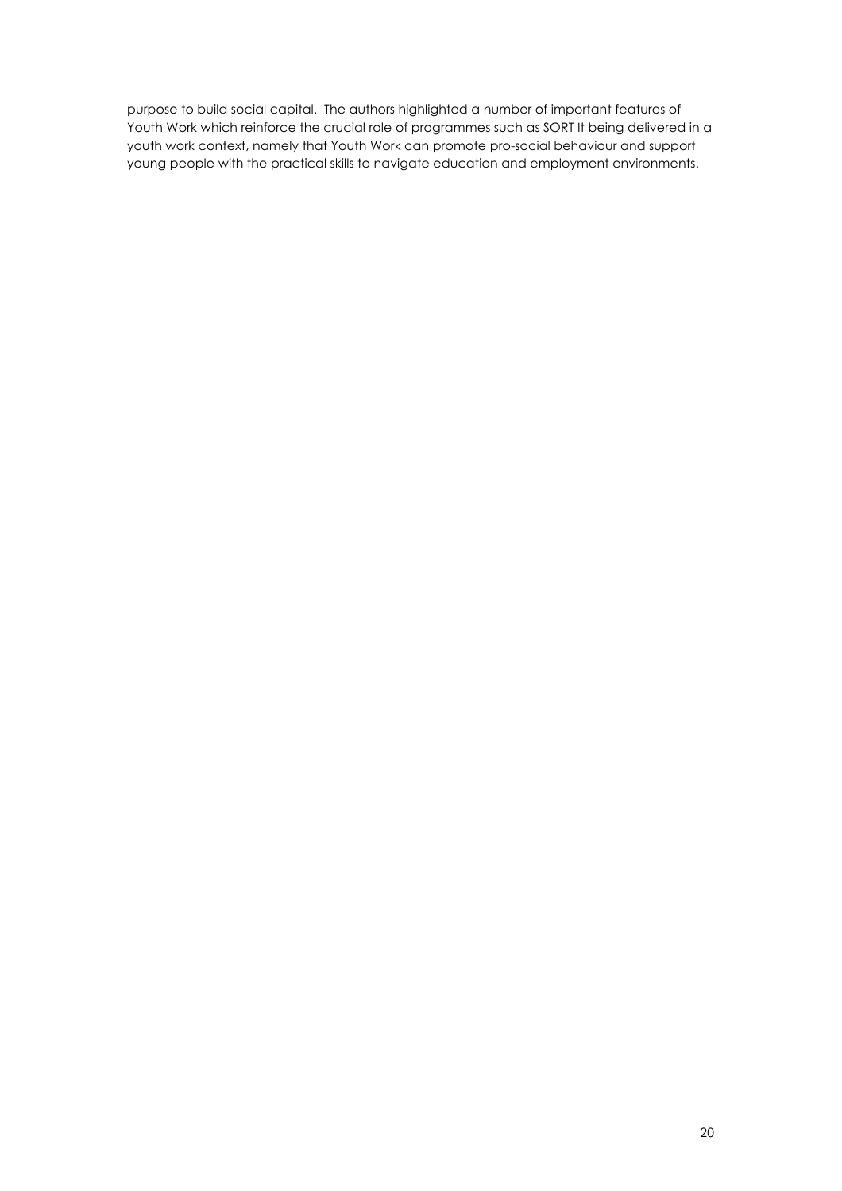purpose to build social capital. The authors highlighted a number of important features of Youth Work which reinforce the crucial role of programmes such as SORT It being delivered in a youth work context, namely that Youth Work can promote pro-social behaviour and support young people with the practical skills to navigate education and employment environments.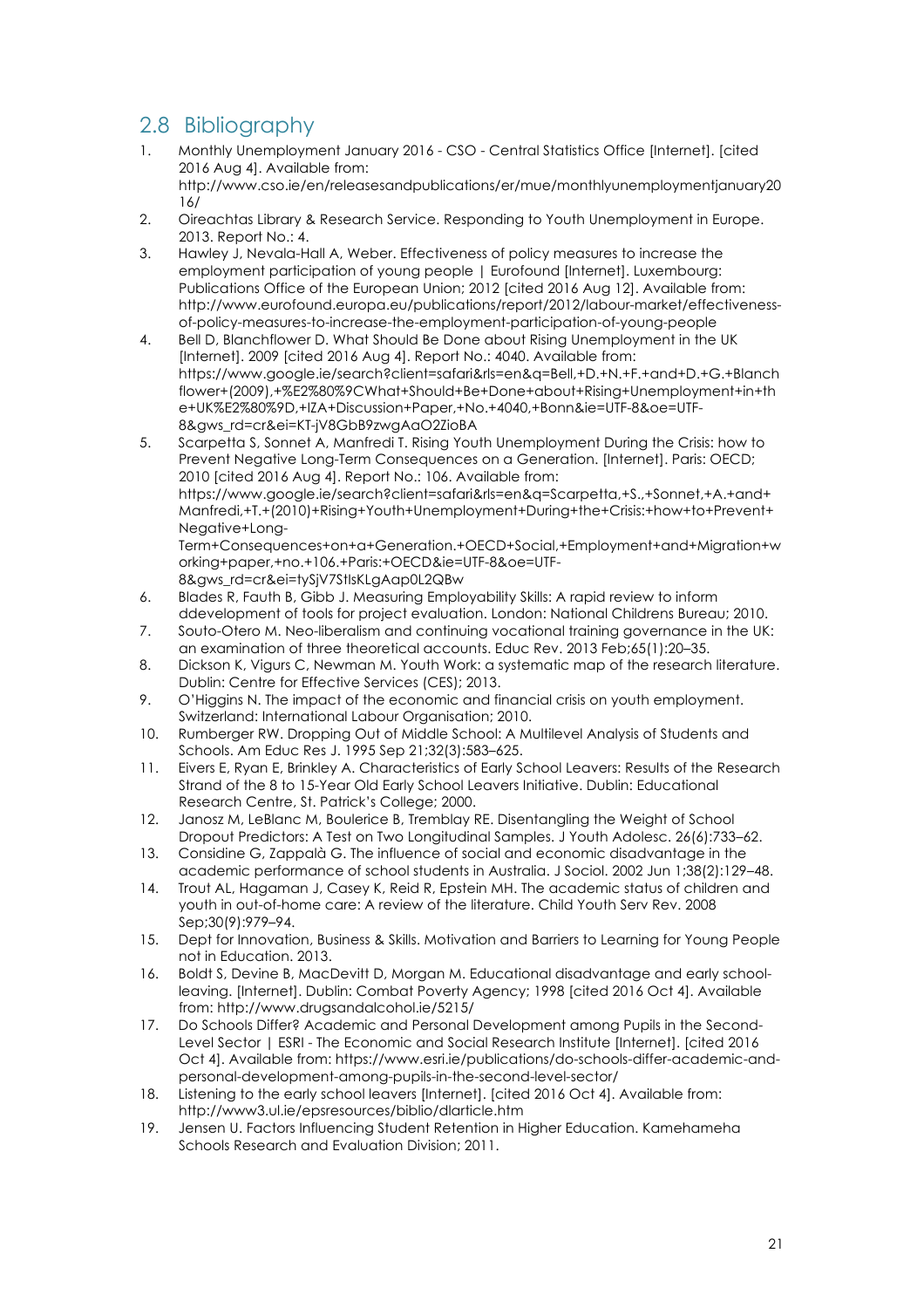## 2.8 Bibliography

1. Monthly Unemployment January 2016 - CSO - Central Statistics Office [Internet]. [cited 2016 Aug 4]. Available from: http://www.cso.ie/en/releasesandpublications/er/mue/monthlyunemploymentjanuary2016/
2. Oireachtas Library & Research Service. Responding to Youth Unemployment in Europe. 2013. Report No.: 4.
3. Hawley J, Nevala-Hall A, Weber. Effectiveness of policy measures to increase the employment participation of young people | Eurofound [Internet]. Luxembourg: Publications Office of the European Union; 2012 [cited 2016 Aug 12]. Available from: http://www.eurofound.europa.eu/publications/report/2012/labour-market/effectiveness-of-policy-measures-to-increase-the-employment-participation-of-young-people
4. Bell D, Blanchflower D. What Should Be Done about Rising Unemployment in the UK [Internet]. 2009 [cited 2016 Aug 4]. Report No.: 4040. Available from: https://www.google.ie/search?client=safari&rls=en&q=Bell,+D.+N.+F.+and+D.+G.+Blanchflower+(2009),+%E2%80%9CWhat+Should+Be+Done+about+Rising+Unemployment+in+the+UK%E2%80%9D,+IZA+Discussion+Paper,+No.+4040,+Bonn&ie=UTF-8&oe=UTF-8&gws_rd=cr&ei=KT-jV8GbB9zwgAaO2ZioBA
5. Scarpetta S, Sonnet A, Manfredi T. Rising Youth Unemployment During the Crisis: how to Prevent Negative Long-Term Consequences on a Generation. [Internet]. Paris: OECD; 2010 [cited 2016 Aug 4]. Report No.: 106. Available from: https://www.google.ie/search?client=safari&rls=en&q=Scarpetta,+S.,+Sonnet,+A.+and+Manfredi,+T.+(2010)+Rising+Youth+Unemployment+During+the+Crisis:+how+to+Prevent+Negative+Long-Term+Consequences+on+a+Generation.+OECD+Social,+Employment+and+Migration+working+paper,+no.+106.+Paris:+OECD&ie=UTF-8&oe=UTF-8&gws_rd=cr&ei=tySjV7StIsKLgAap0L2QBw
6. Blades R, Fauth B, Gibb J. Measuring Employability Skills: A rapid review to inform ddevelopment of tools for project evaluation. London: National Childrens Bureau; 2010.
7. Souto-Otero M. Neo-liberalism and continuing vocational training governance in the UK: an examination of three theoretical accounts. Educ Rev. 2013 Feb;65(1):20–35.
8. Dickson K, Vigurs C, Newman M. Youth Work: a systematic map of the research literature. Dublin: Centre for Effective Services (CES); 2013.
9. O'Higgins N. The impact of the economic and financial crisis on youth employment. Switzerland: International Labour Organisation; 2010.
10. Rumberger RW. Dropping Out of Middle School: A Multilevel Analysis of Students and Schools. Am Educ Res J. 1995 Sep 21;32(3):583–625.
11. Eivers E, Ryan E, Brinkley A. Characteristics of Early School Leavers: Results of the Research Strand of the 8 to 15-Year Old Early School Leavers Initiative. Dublin: Educational Research Centre, St. Patrick's College; 2000.
12. Janosz M, LeBlanc M, Boulerice B, Tremblay RE. Disentangling the Weight of School Dropout Predictors: A Test on Two Longitudinal Samples. J Youth Adolesc. 26(6):733–62.
13. Considine G, Zappalà G. The influence of social and economic disadvantage in the academic performance of school students in Australia. J Sociol. 2002 Jun 1;38(2):129–48.
14. Trout AL, Hagaman J, Casey K, Reid R, Epstein MH. The academic status of children and youth in out-of-home care: A review of the literature. Child Youth Serv Rev. 2008 Sep;30(9):979–94.
15. Dept for Innovation, Business & Skills. Motivation and Barriers to Learning for Young People not in Education. 2013.
16. Boldt S, Devine B, MacDevitt D, Morgan M. Educational disadvantage and early school-leaving. [Internet]. Dublin: Combat Poverty Agency; 1998 [cited 2016 Oct 4]. Available from: http://www.drugsandalcohol.ie/5215/
17. Do Schools Differ? Academic and Personal Development among Pupils in the Second-Level Sector | ESRI - The Economic and Social Research Institute [Internet]. [cited 2016 Oct 4]. Available from: https://www.esri.ie/publications/do-schools-differ-academic-and-personal-development-among-pupils-in-the-second-level-sector/
18. Listening to the early school leavers [Internet]. [cited 2016 Oct 4]. Available from: http://www3.ul.ie/epsresources/biblio/dlarticle.htm
19. Jensen U. Factors Influencing Student Retention in Higher Education. Kamehameha Schools Research and Evaluation Division; 2011.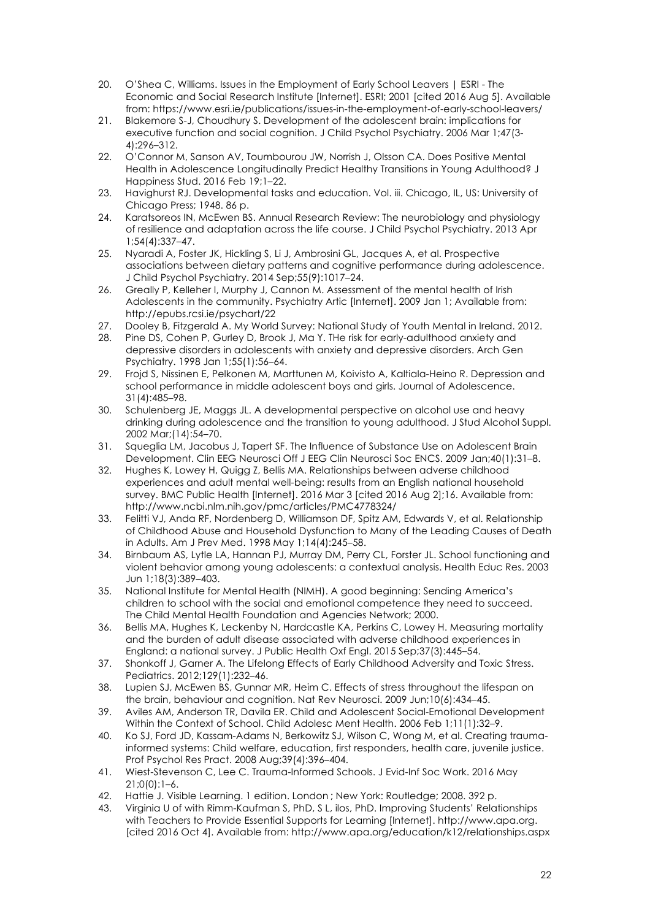20. O'Shea C, Williams. Issues in the Employment of Early School Leavers | ESRI - The Economic and Social Research Institute [Internet]. ESRI; 2001 [cited 2016 Aug 5]. Available from: https://www.esri.ie/publications/issues-in-the-employment-of-early-school-leavers/
21. Blakemore S-J, Choudhury S. Development of the adolescent brain: implications for executive function and social cognition. J Child Psychol Psychiatry. 2006 Mar 1;47(3-4):296–312.
22. O'Connor M, Sanson AV, Toumbourou JW, Norrish J, Olsson CA. Does Positive Mental Health in Adolescence Longitudinally Predict Healthy Transitions in Young Adulthood? J Happiness Stud. 2016 Feb 19;1–22.
23. Havighurst RJ. Developmental tasks and education. Vol. iii. Chicago, IL, US: University of Chicago Press; 1948. 86 p.
24. Karatsoreos IN, McEwen BS. Annual Research Review: The neurobiology and physiology of resilience and adaptation across the life course. J Child Psychol Psychiatry. 2013 Apr 1;54(4):337–47.
25. Nyaradi A, Foster JK, Hickling S, Li J, Ambrosini GL, Jacques A, et al. Prospective associations between dietary patterns and cognitive performance during adolescence. J Child Psychol Psychiatry. 2014 Sep;55(9):1017–24.
26. Greally P, Kelleher I, Murphy J, Cannon M. Assessment of the mental health of Irish Adolescents in the community. Psychiatry Artic [Internet]. 2009 Jan 1; Available from: http://epubs.rcsi.ie/psychart/22
27. Dooley B, Fitzgerald A. My World Survey: National Study of Youth Mental in Ireland. 2012.
28. Pine DS, Cohen P, Gurley D, Brook J, Ma Y. THe risk for early-adulthood anxiety and depressive disorders in adolescents with anxiety and depressive disorders. Arch Gen Psychiatry. 1998 Jan 1;55(1):56–64.
29. Frojd S, Nissinen E, Pelkonen M, Marttunen M, Koivisto A, Kaltiala-Heino R. Depression and school performance in middle adolescent boys and girls. Journal of Adolescence. 31(4):485–98.
30. Schulenberg JE, Maggs JL. A developmental perspective on alcohol use and heavy drinking during adolescence and the transition to young adulthood. J Stud Alcohol Suppl. 2002 Mar;(14):54–70.
31. Squeglia LM, Jacobus J, Tapert SF. The Influence of Substance Use on Adolescent Brain Development. Clin EEG Neurosci Off J EEG Clin Neurosci Soc ENCS. 2009 Jan;40(1):31–8.
32. Hughes K, Lowey H, Quigg Z, Bellis MA. Relationships between adverse childhood experiences and adult mental well-being: results from an English national household survey. BMC Public Health [Internet]. 2016 Mar 3 [cited 2016 Aug 2];16. Available from: http://www.ncbi.nlm.nih.gov/pmc/articles/PMC4778324/
33. Felitti VJ, Anda RF, Nordenberg D, Williamson DF, Spitz AM, Edwards V, et al. Relationship of Childhood Abuse and Household Dysfunction to Many of the Leading Causes of Death in Adults. Am J Prev Med. 1998 May 1;14(4):245–58.
34. Birnbaum AS, Lytle LA, Hannan PJ, Murray DM, Perry CL, Forster JL. School functioning and violent behavior among young adolescents: a contextual analysis. Health Educ Res. 2003 Jun 1;18(3):389–403.
35. National Institute for Mental Health (NIMH). A good beginning: Sending America's children to school with the social and emotional competence they need to succeed. The Child Mental Health Foundation and Agencies Network; 2000.
36. Bellis MA, Hughes K, Leckenby N, Hardcastle KA, Perkins C, Lowey H. Measuring mortality and the burden of adult disease associated with adverse childhood experiences in England: a national survey. J Public Health Oxf Engl. 2015 Sep;37(3):445–54.
37. Shonkoff J, Garner A. The Lifelong Effects of Early Childhood Adversity and Toxic Stress. Pediatrics. 2012;129(1):232–46.
38. Lupien SJ, McEwen BS, Gunnar MR, Heim C. Effects of stress throughout the lifespan on the brain, behaviour and cognition. Nat Rev Neurosci. 2009 Jun;10(6):434–45.
39. Aviles AM, Anderson TR, Davila ER. Child and Adolescent Social-Emotional Development Within the Context of School. Child Adolesc Ment Health. 2006 Feb 1;11(1):32–9.
40. Ko SJ, Ford JD, Kassam-Adams N, Berkowitz SJ, Wilson C, Wong M, et al. Creating trauma-informed systems: Child welfare, education, first responders, health care, juvenile justice. Prof Psychol Res Pract. 2008 Aug;39(4):396–404.
41. Wiest-Stevenson C, Lee C. Trauma-Informed Schools. J Evid-Inf Soc Work. 2016 May 21;0(0):1–6.
42. Hattie J. Visible Learning. 1 edition. London ; New York: Routledge; 2008. 392 p.
43. Virginia U of with Rimm-Kaufman S, PhD, S L, ilos, PhD. Improving Students' Relationships with Teachers to Provide Essential Supports for Learning [Internet]. http://www.apa.org. [cited 2016 Oct 4]. Available from: http://www.apa.org/education/k12/relationships.aspx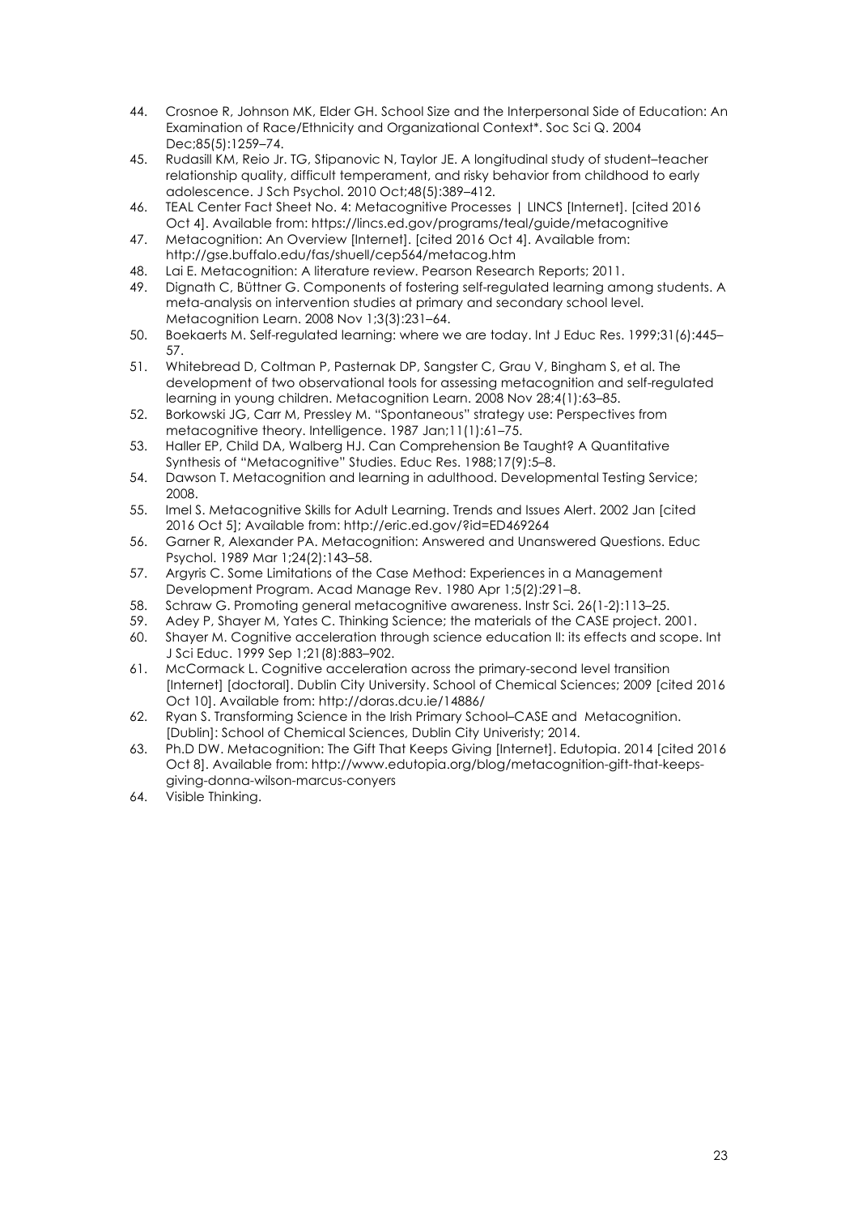44. Crosnoe R, Johnson MK, Elder GH. School Size and the Interpersonal Side of Education: An Examination of Race/Ethnicity and Organizational Context*. Soc Sci Q. 2004 Dec;85(5):1259–74.
45. Rudasill KM, Reio Jr. TG, Stipanovic N, Taylor JE. A longitudinal study of student–teacher relationship quality, difficult temperament, and risky behavior from childhood to early adolescence. J Sch Psychol. 2010 Oct;48(5):389–412.
46. TEAL Center Fact Sheet No. 4: Metacognitive Processes | LINCS [Internet]. [cited 2016 Oct 4]. Available from: https://lincs.ed.gov/programs/teal/guide/metacognitive
47. Metacognition: An Overview [Internet]. [cited 2016 Oct 4]. Available from: http://gse.buffalo.edu/fas/shuell/cep564/metacog.htm
48. Lai E. Metacognition: A literature review. Pearson Research Reports; 2011.
49. Dignath C, Büttner G. Components of fostering self-regulated learning among students. A meta-analysis on intervention studies at primary and secondary school level. Metacognition Learn. 2008 Nov 1;3(3):231–64.
50. Boekaerts M. Self-regulated learning: where we are today. Int J Educ Res. 1999;31(6):445–57.
51. Whitebread D, Coltman P, Pasternak DP, Sangster C, Grau V, Bingham S, et al. The development of two observational tools for assessing metacognition and self-regulated learning in young children. Metacognition Learn. 2008 Nov 28;4(1):63–85.
52. Borkowski JG, Carr M, Pressley M. "Spontaneous" strategy use: Perspectives from metacognitive theory. Intelligence. 1987 Jan;11(1):61–75.
53. Haller EP, Child DA, Walberg HJ. Can Comprehension Be Taught? A Quantitative Synthesis of "Metacognitive" Studies. Educ Res. 1988;17(9):5–8.
54. Dawson T. Metacognition and learning in adulthood. Developmental Testing Service; 2008.
55. Imel S. Metacognitive Skills for Adult Learning. Trends and Issues Alert. 2002 Jan [cited 2016 Oct 5]; Available from: http://eric.ed.gov/?id=ED469264
56. Garner R, Alexander PA. Metacognition: Answered and Unanswered Questions. Educ Psychol. 1989 Mar 1;24(2):143–58.
57. Argyris C. Some Limitations of the Case Method: Experiences in a Management Development Program. Acad Manage Rev. 1980 Apr 1;5(2):291–8.
58. Schraw G. Promoting general metacognitive awareness. Instr Sci. 26(1-2):113–25.
59. Adey P, Shayer M, Yates C. Thinking Science; the materials of the CASE project. 2001.
60. Shayer M. Cognitive acceleration through science education II: its effects and scope. Int J Sci Educ. 1999 Sep 1;21(8):883–902.
61. McCormack L. Cognitive acceleration across the primary-second level transition [Internet] [doctoral]. Dublin City University. School of Chemical Sciences; 2009 [cited 2016 Oct 10]. Available from: http://doras.dcu.ie/14886/
62. Ryan S. Transforming Science in the Irish Primary School–CASE and Metacognition. [Dublin]: School of Chemical Sciences, Dublin City Univeristy; 2014.
63. Ph.D DW. Metacognition: The Gift That Keeps Giving [Internet]. Edutopia. 2014 [cited 2016 Oct 8]. Available from: http://www.edutopia.org/blog/metacognition-gift-that-keeps-giving-donna-wilson-marcus-conyers
64. Visible Thinking.